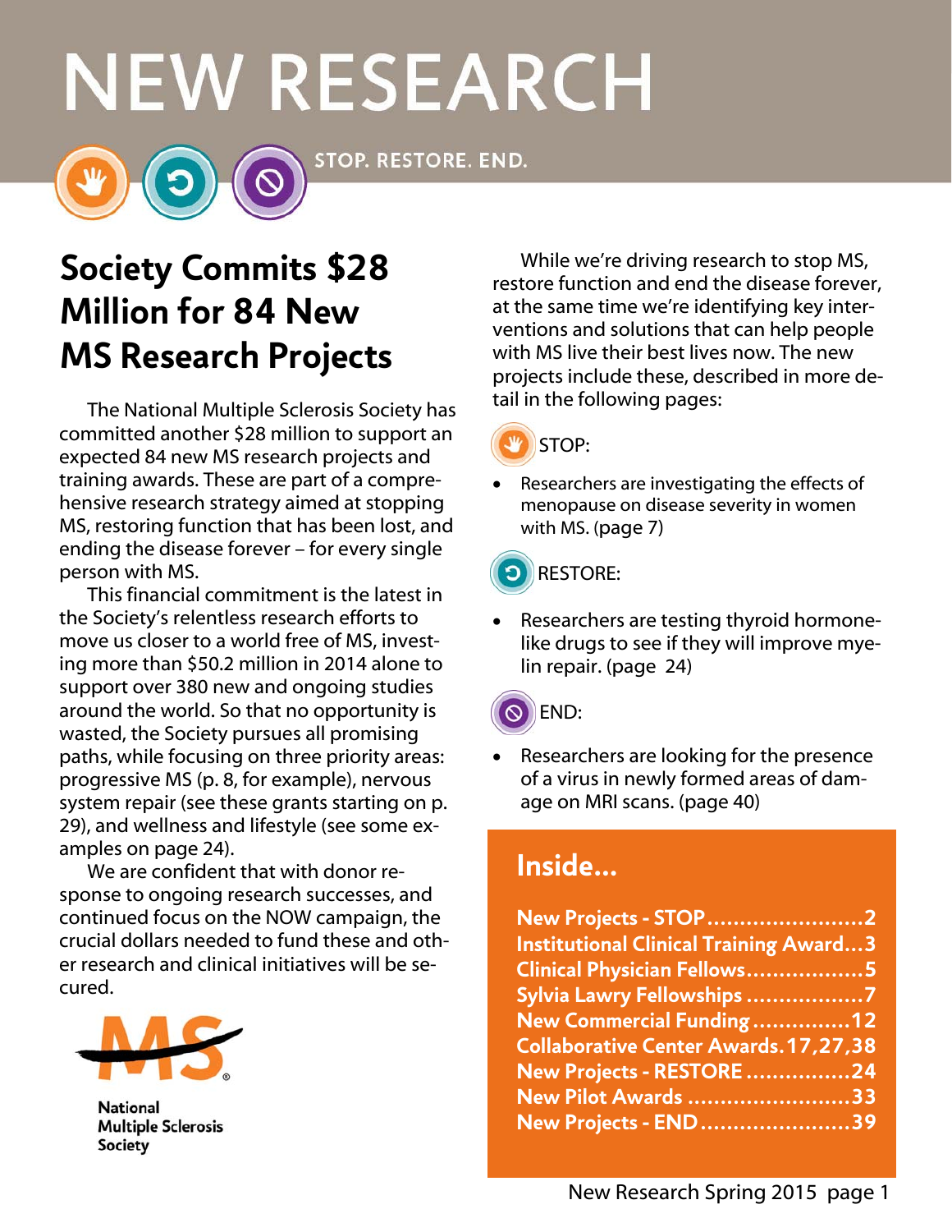# NEW RESEARCH

STOP. RESTORE. END.

## Society Commits $28 Million for 84 New MS Research Projects

The National Multiple Sclerosis Society has committed another $28 million to support an expected 84 new MS research projects and training awards. These are part of a comprehensive research strategy aimed at stopping MS, restoring function that has been lost, and ending the disease forever – for every single person with MS.

This financial commitment is the latest in the Society's relentless research efforts to move us closer to a world free of MS, investing more than $50.2 million in 2014 alone to support over 380 new and ongoing studies around the world. So that no opportunity is wasted, the Society pursues all promising paths, while focusing on three priority areas: progressive MS (p. 8, for example), nervous system repair (see these grants starting on p. 29), and wellness and lifestyle (see some examples on page 24).

We are confident that with donor response to ongoing research successes, and continued focus on the NOW campaign, the crucial dollars needed to fund these and other research and clinical initiatives will be secured.

National Multiple Sclerosis Society

While we're driving research to stop MS, restore function and end the disease forever, at the same time we're identifying key interventions and solutions that can help people with MS live their best lives now. The new projects include these, described in more detail in the following pages:

STOP:

- Researchers are investigating the effects of menopause on disease severity in women with MS. (page 7)

RESTORE:

- Researchers are testing thyroid hormone-like drugs to see if they will improve myelin repair. (page 24)

END:

- Researchers are looking for the presence of a virus in newly formed areas of damage on MRI scans. (page 40)

## Inside...

- New Projects - STOP........................2
- Institutional Clinical Training Award...3
- Clinical Physician Fellows..................5
- Sylvia Lawry Fellowships ..................7
- New Commercial Funding...............12
- Collaborative Center Awards.17,27,38
- New Projects - RESTORE ................24
- New Pilot Awards .........................33
- New Projects - END.......................39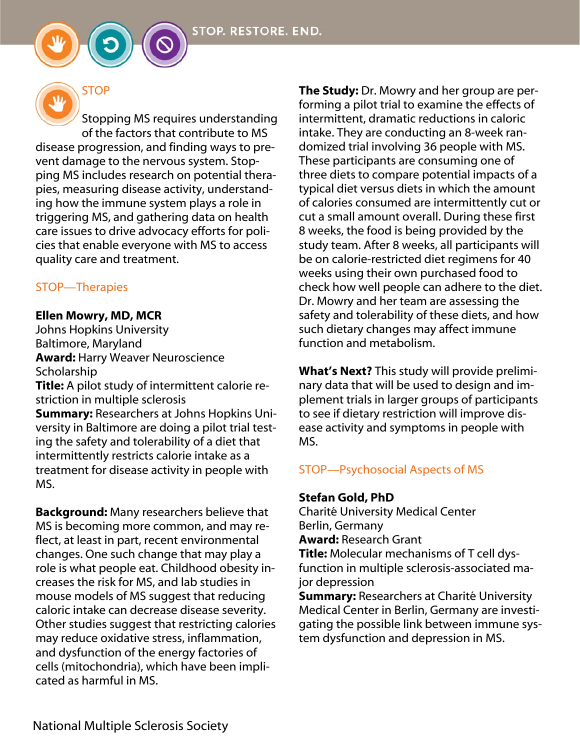## STOP

Stopping MS requires understanding of the factors that contribute to MS disease progression, and finding ways to prevent damage to the nervous system. Stopping MS includes research on potential therapies, measuring disease activity, understanding how the immune system plays a role in triggering MS, and gathering data on health care issues to drive advocacy efforts for policies that enable everyone with MS to access quality care and treatment.

### STOP—Therapies

**Ellen Mowry, MD, MCR**
Johns Hopkins University
Baltimore, Maryland
**Award:** Harry Weaver Neuroscience Scholarship
**Title:** A pilot study of intermittent calorie restriction in multiple sclerosis
**Summary:** Researchers at Johns Hopkins University in Baltimore are doing a pilot trial testing the safety and tolerability of a diet that intermittently restricts calorie intake as a treatment for disease activity in people with MS.

**Background:** Many researchers believe that MS is becoming more common, and may reflect, at least in part, recent environmental changes. One such change that may play a role is what people eat. Childhood obesity increases the risk for MS, and lab studies in mouse models of MS suggest that reducing caloric intake can decrease disease severity. Other studies suggest that restricting calories may reduce oxidative stress, inflammation, and dysfunction of the energy factories of cells (mitochondria), which have been implicated as harmful in MS.

**The Study:** Dr. Mowry and her group are performing a pilot trial to examine the effects of intermittent, dramatic reductions in caloric intake. They are conducting an 8-week randomized trial involving 36 people with MS. These participants are consuming one of three diets to compare potential impacts of a typical diet versus diets in which the amount of calories consumed are intermittently cut or cut a small amount overall. During these first 8 weeks, the food is being provided by the study team. After 8 weeks, all participants will be on calorie-restricted diet regimens for 40 weeks using their own purchased food to check how well people can adhere to the diet. Dr. Mowry and her team are assessing the safety and tolerability of these diets, and how such dietary changes may affect immune function and metabolism.

**What's Next?** This study will provide preliminary data that will be used to design and implement trials in larger groups of participants to see if dietary restriction will improve disease activity and symptoms in people with MS.

### STOP—Psychosocial Aspects of MS

**Stefan Gold, PhD**
Charité University Medical Center
Berlin, Germany
**Award:** Research Grant
**Title:** Molecular mechanisms of T cell dysfunction in multiple sclerosis-associated major depression
**Summary:** Researchers at Charité University Medical Center in Berlin, Germany are investigating the possible link between immune system dysfunction and depression in MS.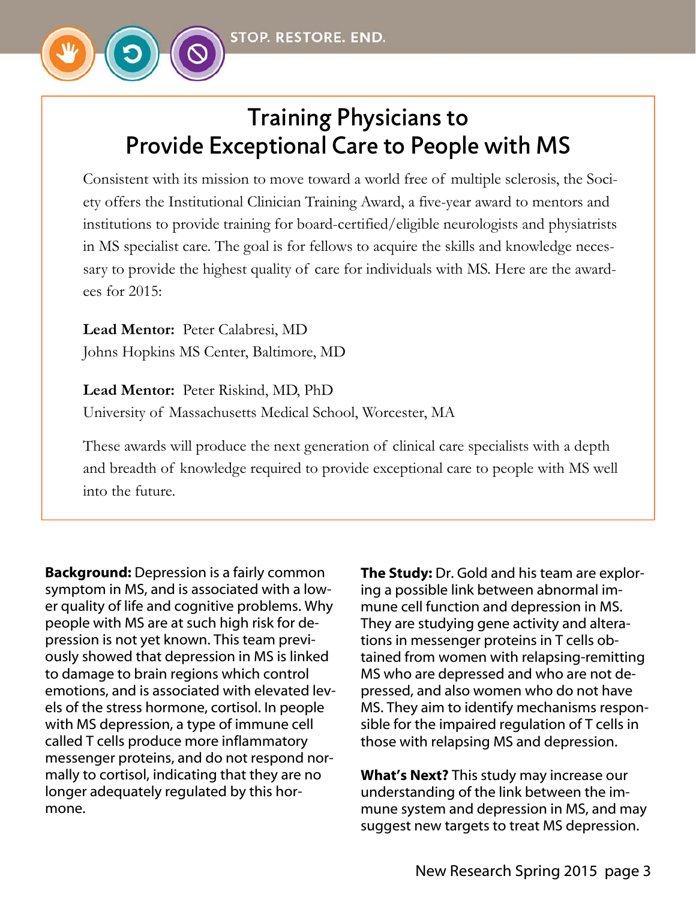# Training Physicians to Provide Exceptional Care to People with MS

Consistent with its mission to move toward a world free of multiple sclerosis, the Society offers the Institutional Clinician Training Award, a five-year award to mentors and institutions to provide training for board-certified/eligible neurologists and physiatrists in MS specialist care. The goal is for fellows to acquire the skills and knowledge necessary to provide the highest quality of care for individuals with MS. Here are the awardees for 2015:

**Lead Mentor:** Peter Calabresi, MD
Johns Hopkins MS Center, Baltimore, MD

**Lead Mentor:** Peter Riskind, MD, PhD
University of Massachusetts Medical School, Worcester, MA

These awards will produce the next generation of clinical care specialists with a depth and breadth of knowledge required to provide exceptional care to people with MS well into the future.

**Background:** Depression is a fairly common symptom in MS, and is associated with a lower quality of life and cognitive problems. Why people with MS are at such high risk for depression is not yet known. This team previously showed that depression in MS is linked to damage to brain regions which control emotions, and is associated with elevated levels of the stress hormone, cortisol. In people with MS depression, a type of immune cell called T cells produce more inflammatory messenger proteins, and do not respond normally to cortisol, indicating that they are no longer adequately regulated by this hormone.

**The Study:** Dr. Gold and his team are exploring a possible link between abnormal immune cell function and depression in MS. They are studying gene activity and alterations in messenger proteins in T cells obtained from women with relapsing-remitting MS who are depressed and who are not depressed, and also women who do not have MS. They aim to identify mechanisms responsible for the impaired regulation of T cells in those with relapsing MS and depression.

**What's Next?** This study may increase our understanding of the link between the immune system and depression in MS, and may suggest new targets to treat MS depression.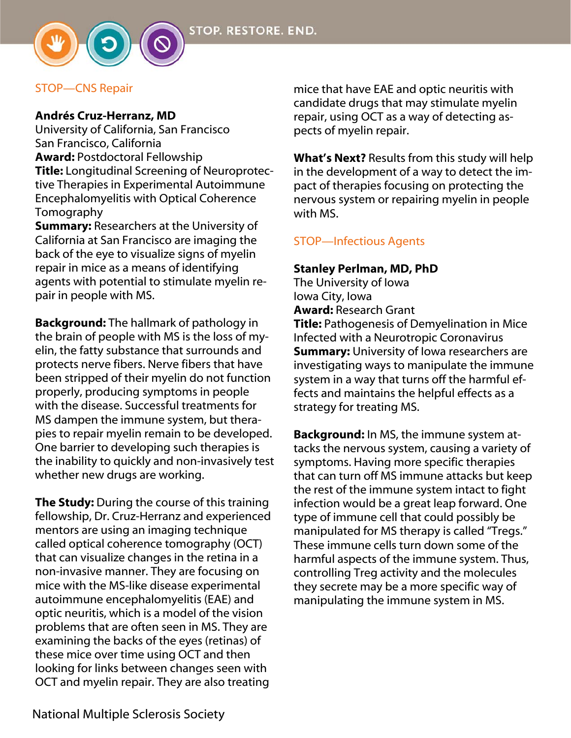## STOP—CNS Repair

**Andrés Cruz-Herranz, MD**
University of California, San Francisco
San Francisco, California
**Award:** Postdoctoral Fellowship
**Title:** Longitudinal Screening of Neuroprotective Therapies in Experimental Autoimmune Encephalomyelitis with Optical Coherence Tomography
**Summary:** Researchers at the University of California at San Francisco are imaging the back of the eye to visualize signs of myelin repair in mice as a means of identifying agents with potential to stimulate myelin repair in people with MS.

**Background:** The hallmark of pathology in the brain of people with MS is the loss of myelin, the fatty substance that surrounds and protects nerve fibers. Nerve fibers that have been stripped of their myelin do not function properly, producing symptoms in people with the disease. Successful treatments for MS dampen the immune system, but therapies to repair myelin remain to be developed. One barrier to developing such therapies is the inability to quickly and non-invasively test whether new drugs are working.

**The Study:** During the course of this training fellowship, Dr. Cruz-Herranz and experienced mentors are using an imaging technique called optical coherence tomography (OCT) that can visualize changes in the retina in a non-invasive manner. They are focusing on mice with the MS-like disease experimental autoimmune encephalomyelitis (EAE) and optic neuritis, which is a model of the vision problems that are often seen in MS. They are examining the backs of the eyes (retinas) of these mice over time using OCT and then looking for links between changes seen with OCT and myelin repair. They are also treating mice that have EAE and optic neuritis with candidate drugs that may stimulate myelin repair, using OCT as a way of detecting aspects of myelin repair.

**What's Next?** Results from this study will help in the development of a way to detect the impact of therapies focusing on protecting the nervous system or repairing myelin in people with MS.

## STOP—Infectious Agents

**Stanley Perlman, MD, PhD**
The University of Iowa
Iowa City, Iowa
**Award:** Research Grant
**Title:** Pathogenesis of Demyelination in Mice Infected with a Neurotropic Coronavirus
**Summary:** University of Iowa researchers are investigating ways to manipulate the immune system in a way that turns off the harmful effects and maintains the helpful effects as a strategy for treating MS.

**Background:** In MS, the immune system attacks the nervous system, causing a variety of symptoms. Having more specific therapies that can turn off MS immune attacks but keep the rest of the immune system intact to fight infection would be a great leap forward. One type of immune cell that could possibly be manipulated for MS therapy is called "Tregs." These immune cells turn down some of the harmful aspects of the immune system. Thus, controlling Treg activity and the molecules they secrete may be a more specific way of manipulating the immune system in MS.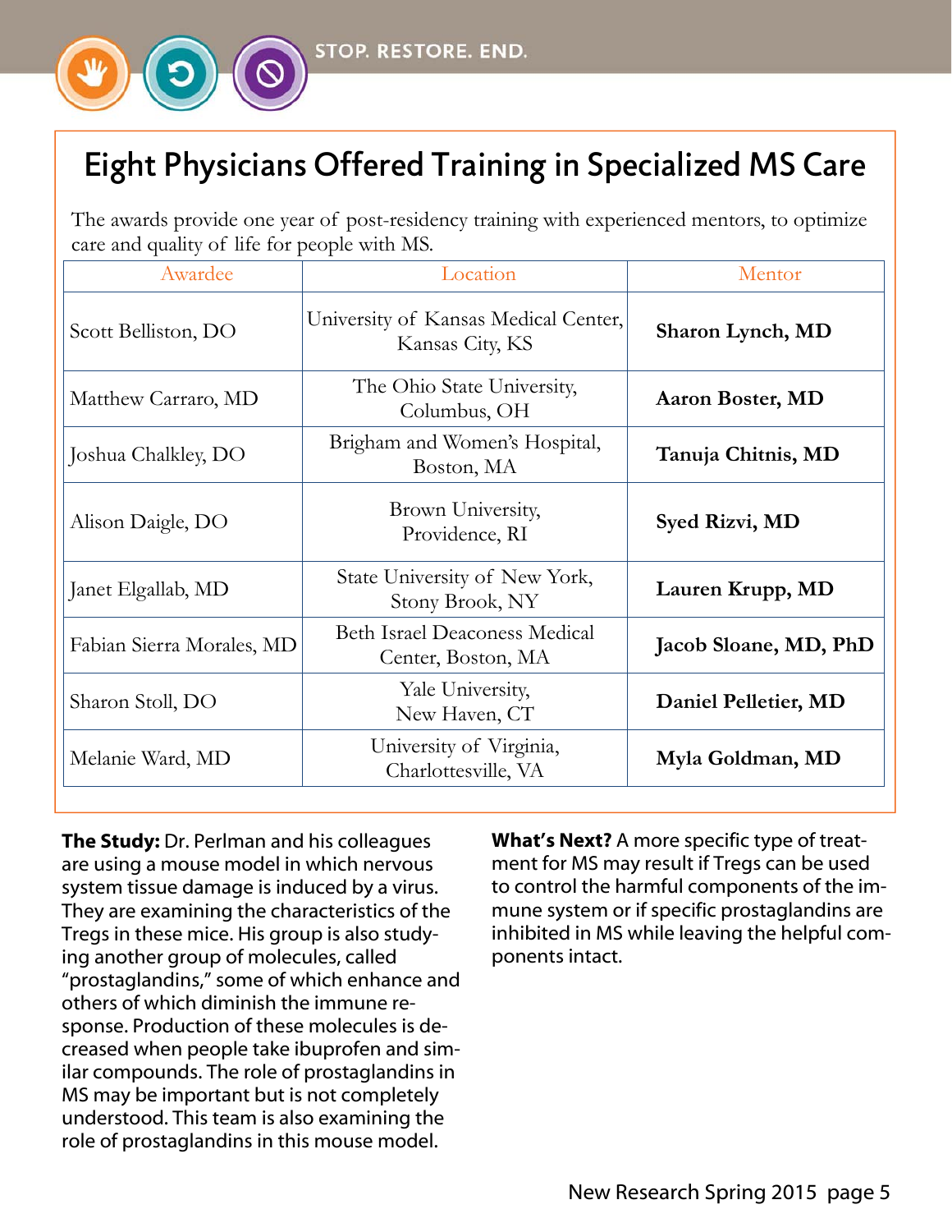## Eight Physicians Offered Training in Specialized MS Care

The awards provide one year of post-residency training with experienced mentors, to optimize care and quality of life for people with MS.

| Awardee | Location | Mentor |
|---|---|---|
| Scott Belliston, DO | University of Kansas Medical Center, Kansas City, KS | **Sharon Lynch, MD** |
| Matthew Carraro, MD | The Ohio State University, Columbus, OH | **Aaron Boster, MD** |
| Joshua Chalkley, DO | Brigham and Women's Hospital, Boston, MA | **Tanuja Chitnis, MD** |
| Alison Daigle, DO | Brown University, Providence, RI | **Syed Rizvi, MD** |
| Janet Elgallab, MD | State University of New York, Stony Brook, NY | **Lauren Krupp, MD** |
| Fabian Sierra Morales, MD | Beth Israel Deaconess Medical Center, Boston, MA | **Jacob Sloane, MD, PhD** |
| Sharon Stoll, DO | Yale University, New Haven, CT | **Daniel Pelletier, MD** |
| Melanie Ward, MD | University of Virginia, Charlottesville, VA | **Myla Goldman, MD** |

**The Study:** Dr. Perlman and his colleagues are using a mouse model in which nervous system tissue damage is induced by a virus. They are examining the characteristics of the Tregs in these mice. His group is also studying another group of molecules, called "prostaglandins," some of which enhance and others of which diminish the immune response. Production of these molecules is decreased when people take ibuprofen and similar compounds. The role of prostaglandins in MS may be important but is not completely understood. This team is also examining the role of prostaglandins in this mouse model.

**What's Next?** A more specific type of treatment for MS may result if Tregs can be used to control the harmful components of the immune system or if specific prostaglandins are inhibited in MS while leaving the helpful components intact.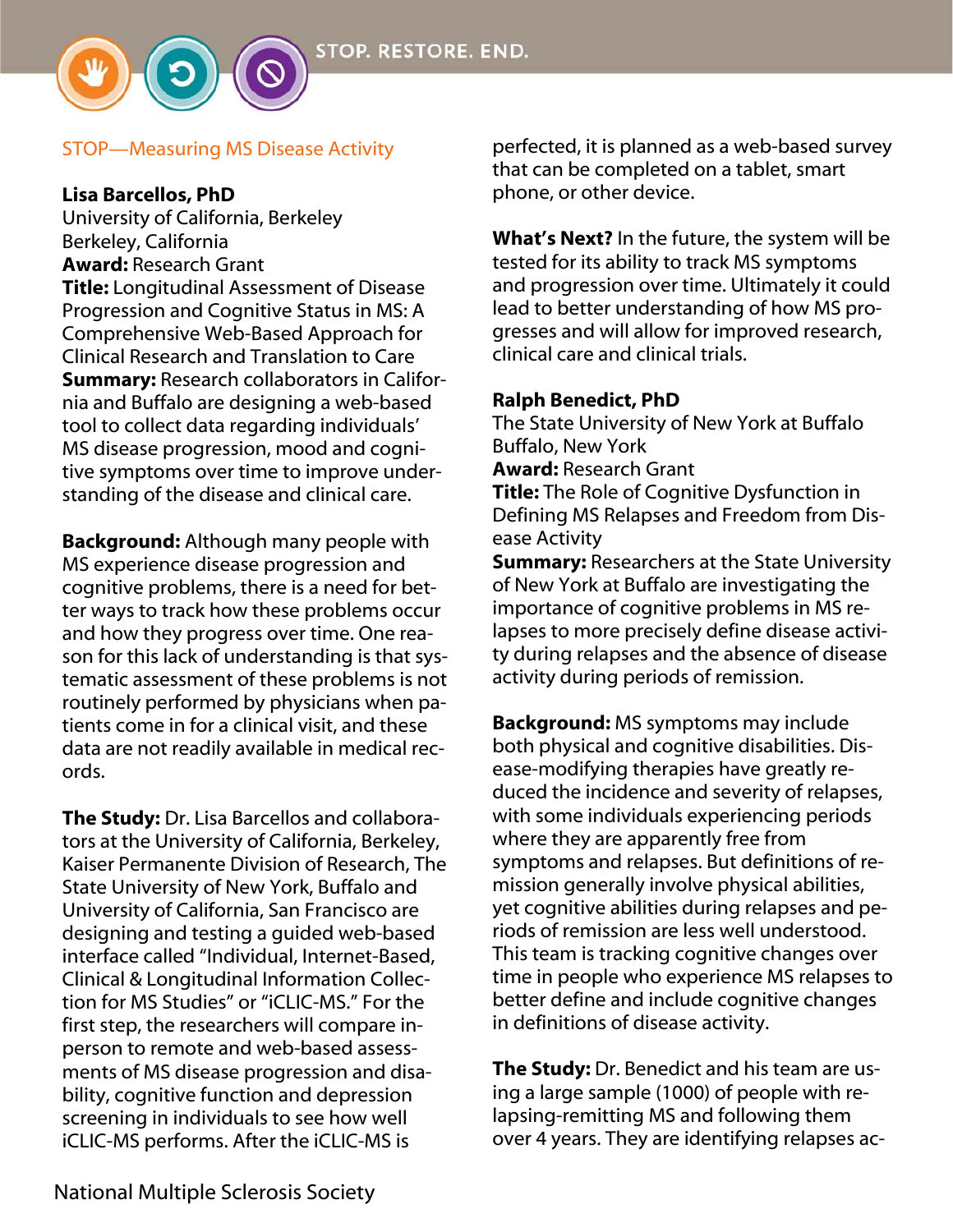## STOP—Measuring MS Disease Activity

**Lisa Barcellos, PhD**
University of California, Berkeley
Berkeley, California
**Award:** Research Grant
**Title:** Longitudinal Assessment of Disease Progression and Cognitive Status in MS: A Comprehensive Web-Based Approach for Clinical Research and Translation to Care
**Summary:** Research collaborators in California and Buffalo are designing a web-based tool to collect data regarding individuals' MS disease progression, mood and cognitive symptoms over time to improve understanding of the disease and clinical care.

**Background:** Although many people with MS experience disease progression and cognitive problems, there is a need for better ways to track how these problems occur and how they progress over time. One reason for this lack of understanding is that systematic assessment of these problems is not routinely performed by physicians when patients come in for a clinical visit, and these data are not readily available in medical records.

**The Study:** Dr. Lisa Barcellos and collaborators at the University of California, Berkeley, Kaiser Permanente Division of Research, The State University of New York, Buffalo and University of California, San Francisco are designing and testing a guided web-based interface called "Individual, Internet-Based, Clinical & Longitudinal Information Collection for MS Studies" or "iCLIC-MS." For the first step, the researchers will compare in-person to remote and web-based assessments of MS disease progression and disability, cognitive function and depression screening in individuals to see how well iCLIC-MS performs. After the iCLIC-MS is perfected, it is planned as a web-based survey that can be completed on a tablet, smart phone, or other device.

**What's Next?** In the future, the system will be tested for its ability to track MS symptoms and progression over time. Ultimately it could lead to better understanding of how MS progresses and will allow for improved research, clinical care and clinical trials.

**Ralph Benedict, PhD**
The State University of New York at Buffalo
Buffalo, New York
**Award:** Research Grant
**Title:** The Role of Cognitive Dysfunction in Defining MS Relapses and Freedom from Disease Activity
**Summary:** Researchers at the State University of New York at Buffalo are investigating the importance of cognitive problems in MS relapses to more precisely define disease activity during relapses and the absence of disease activity during periods of remission.

**Background:** MS symptoms may include both physical and cognitive disabilities. Disease-modifying therapies have greatly reduced the incidence and severity of relapses, with some individuals experiencing periods where they are apparently free from symptoms and relapses. But definitions of remission generally involve physical abilities, yet cognitive abilities during relapses and periods of remission are less well understood. This team is tracking cognitive changes over time in people who experience MS relapses to better define and include cognitive changes in definitions of disease activity.

**The Study:** Dr. Benedict and his team are using a large sample (1000) of people with relapsing-remitting MS and following them over 4 years. They are identifying relapses ac-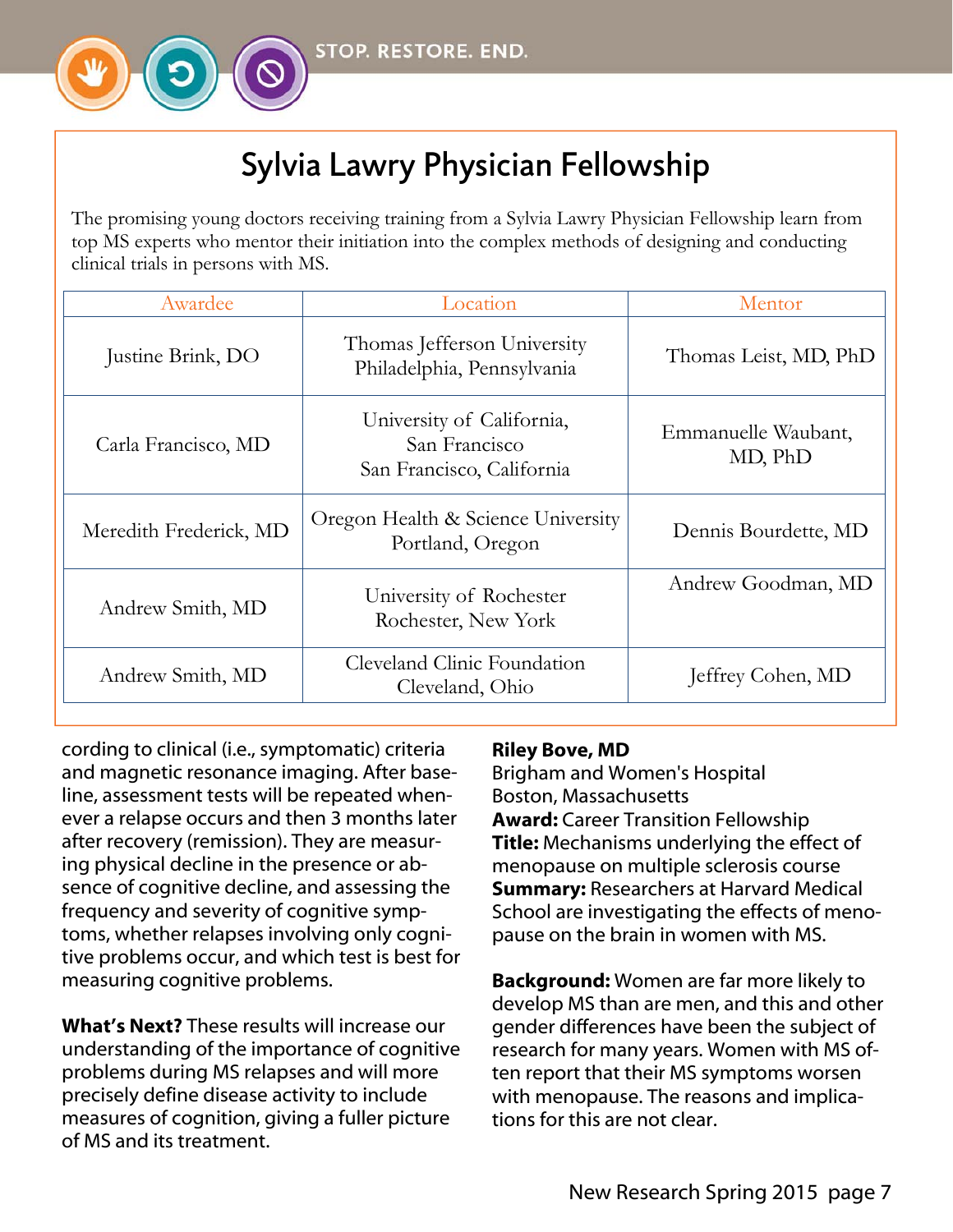## Sylvia Lawry Physician Fellowship

The promising young doctors receiving training from a Sylvia Lawry Physician Fellowship learn from top MS experts who mentor their initiation into the complex methods of designing and conducting clinical trials in persons with MS.

| Awardee | Location | Mentor |
|---|---|---|
| Justine Brink, DO | Thomas Jefferson University Philadelphia, Pennsylvania | Thomas Leist, MD, PhD |
| Carla Francisco, MD | University of California, San Francisco San Francisco, California | Emmanuelle Waubant, MD, PhD |
| Meredith Frederick, MD | Oregon Health & Science University Portland, Oregon | Dennis Bourdette, MD |
| Andrew Smith, MD | University of Rochester Rochester, New York | Andrew Goodman, MD |
| Andrew Smith, MD | Cleveland Clinic Foundation Cleveland, Ohio | Jeffrey Cohen, MD |

cording to clinical (i.e., symptomatic) criteria and magnetic resonance imaging. After baseline, assessment tests will be repeated whenever a relapse occurs and then 3 months later after recovery (remission). They are measuring physical decline in the presence or absence of cognitive decline, and assessing the frequency and severity of cognitive symptoms, whether relapses involving only cognitive problems occur, and which test is best for measuring cognitive problems.

**What's Next?** These results will increase our understanding of the importance of cognitive problems during MS relapses and will more precisely define disease activity to include measures of cognition, giving a fuller picture of MS and its treatment.

**Riley Bove, MD**
Brigham and Women's Hospital
Boston, Massachusetts
**Award:** Career Transition Fellowship
**Title:** Mechanisms underlying the effect of menopause on multiple sclerosis course
**Summary:** Researchers at Harvard Medical School are investigating the effects of menopause on the brain in women with MS.

**Background:** Women are far more likely to develop MS than are men, and this and other gender differences have been the subject of research for many years. Women with MS often report that their MS symptoms worsen with menopause. The reasons and implications for this are not clear.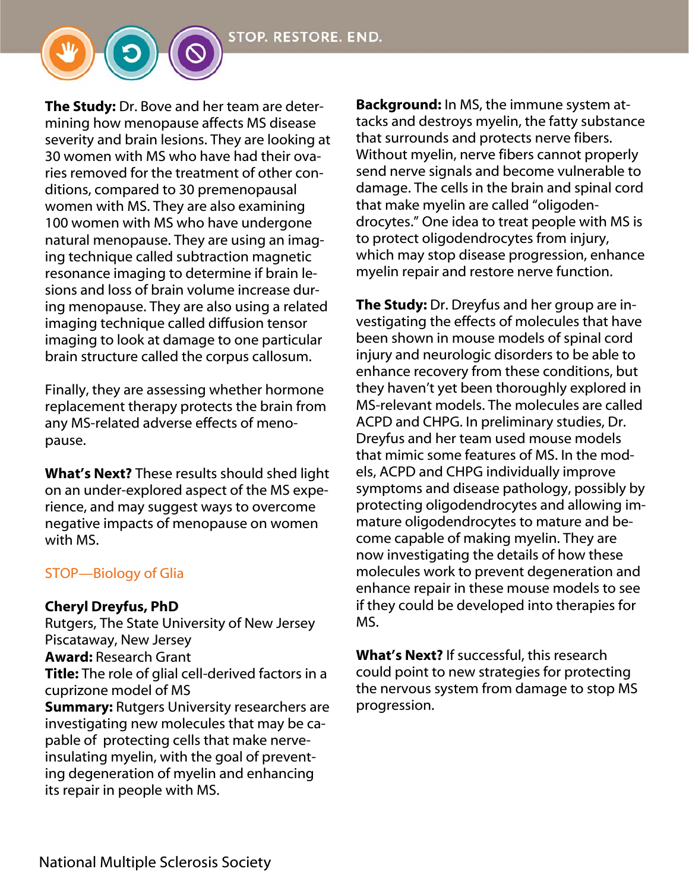**The Study:** Dr. Bove and her team are determining how menopause affects MS disease severity and brain lesions. They are looking at 30 women with MS who have had their ovaries removed for the treatment of other conditions, compared to 30 premenopausal women with MS. They are also examining 100 women with MS who have undergone natural menopause. They are using an imaging technique called subtraction magnetic resonance imaging to determine if brain lesions and loss of brain volume increase during menopause. They are also using a related imaging technique called diffusion tensor imaging to look at damage to one particular brain structure called the corpus callosum.

Finally, they are assessing whether hormone replacement therapy protects the brain from any MS-related adverse effects of menopause.

**What's Next?** These results should shed light on an under-explored aspect of the MS experience, and may suggest ways to overcome negative impacts of menopause on women with MS.

## STOP—Biology of Glia

**Cheryl Dreyfus, PhD**
Rutgers, The State University of New Jersey
Piscataway, New Jersey
**Award:** Research Grant
**Title:** The role of glial cell-derived factors in a cuprizone model of MS
**Summary:** Rutgers University researchers are investigating new molecules that may be capable of protecting cells that make nerve-insulating myelin, with the goal of preventing degeneration of myelin and enhancing its repair in people with MS.

**Background:** In MS, the immune system attacks and destroys myelin, the fatty substance that surrounds and protects nerve fibers. Without myelin, nerve fibers cannot properly send nerve signals and become vulnerable to damage. The cells in the brain and spinal cord that make myelin are called "oligodendrocytes." One idea to treat people with MS is to protect oligodendrocytes from injury, which may stop disease progression, enhance myelin repair and restore nerve function.

**The Study:** Dr. Dreyfus and her group are investigating the effects of molecules that have been shown in mouse models of spinal cord injury and neurologic disorders to be able to enhance recovery from these conditions, but they haven't yet been thoroughly explored in MS-relevant models. The molecules are called ACPD and CHPG. In preliminary studies, Dr. Dreyfus and her team used mouse models that mimic some features of MS. In the models, ACPD and CHPG individually improve symptoms and disease pathology, possibly by protecting oligodendrocytes and allowing immature oligodendrocytes to mature and become capable of making myelin. They are now investigating the details of how these molecules work to prevent degeneration and enhance repair in these mouse models to see if they could be developed into therapies for MS.

**What's Next?** If successful, this research could point to new strategies for protecting the nervous system from damage to stop MS progression.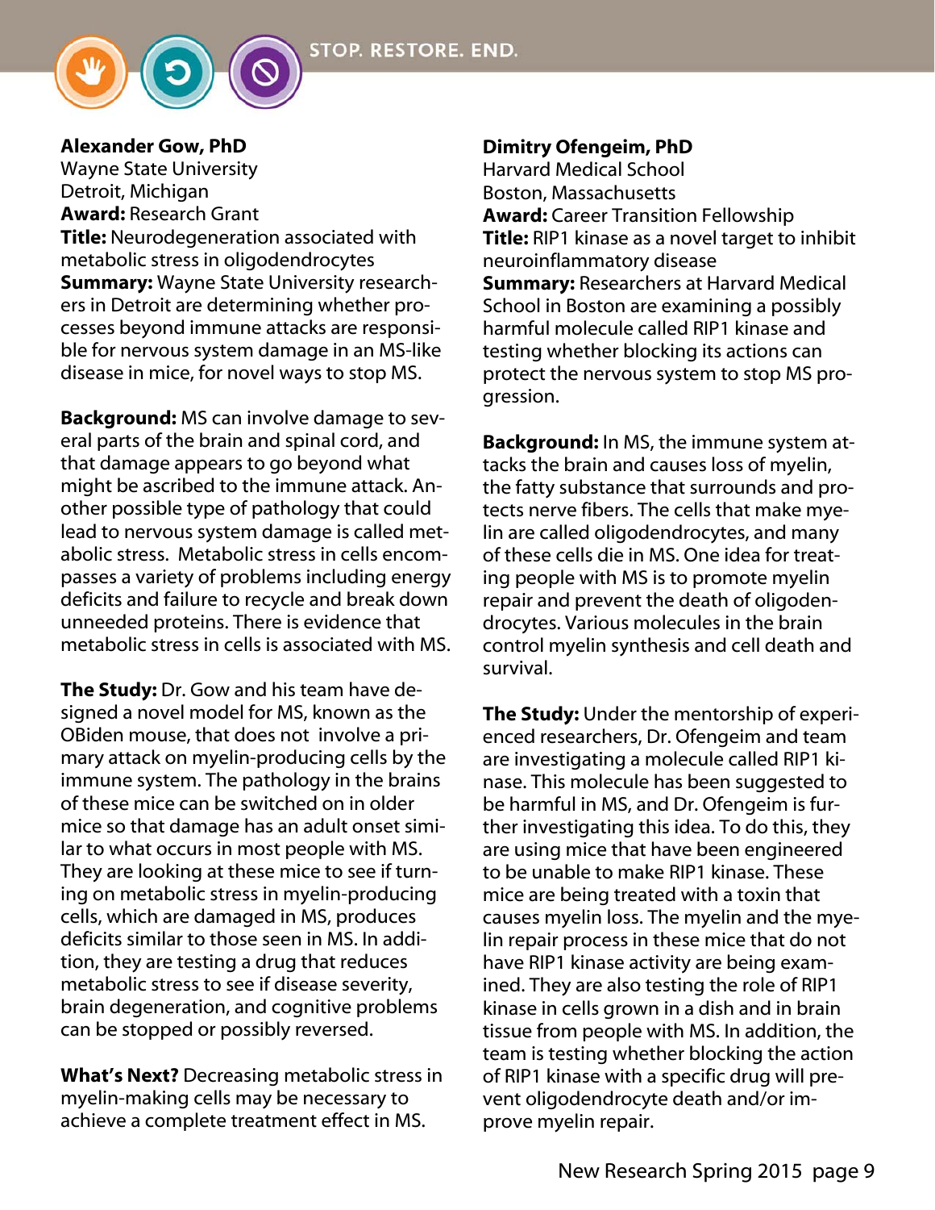**Alexander Gow, PhD**
Wayne State University
Detroit, Michigan
**Award:** Research Grant
**Title:** Neurodegeneration associated with metabolic stress in oligodendrocytes
**Summary:** Wayne State University researchers in Detroit are determining whether processes beyond immune attacks are responsible for nervous system damage in an MS-like disease in mice, for novel ways to stop MS.

**Background:** MS can involve damage to several parts of the brain and spinal cord, and that damage appears to go beyond what might be ascribed to the immune attack. Another possible type of pathology that could lead to nervous system damage is called metabolic stress. Metabolic stress in cells encompasses a variety of problems including energy deficits and failure to recycle and break down unneeded proteins. There is evidence that metabolic stress in cells is associated with MS.

**The Study:** Dr. Gow and his team have designed a novel model for MS, known as the OBiden mouse, that does not involve a primary attack on myelin-producing cells by the immune system. The pathology in the brains of these mice can be switched on in older mice so that damage has an adult onset similar to what occurs in most people with MS. They are looking at these mice to see if turning on metabolic stress in myelin-producing cells, which are damaged in MS, produces deficits similar to those seen in MS. In addition, they are testing a drug that reduces metabolic stress to see if disease severity, brain degeneration, and cognitive problems can be stopped or possibly reversed.

**What's Next?** Decreasing metabolic stress in myelin-making cells may be necessary to achieve a complete treatment effect in MS.

**Dimitry Ofengeim, PhD**
Harvard Medical School
Boston, Massachusetts
**Award:** Career Transition Fellowship
**Title:** RIP1 kinase as a novel target to inhibit neuroinflammatory disease
**Summary:** Researchers at Harvard Medical School in Boston are examining a possibly harmful molecule called RIP1 kinase and testing whether blocking its actions can protect the nervous system to stop MS progression.

**Background:** In MS, the immune system attacks the brain and causes loss of myelin, the fatty substance that surrounds and protects nerve fibers. The cells that make myelin are called oligodendrocytes, and many of these cells die in MS. One idea for treating people with MS is to promote myelin repair and prevent the death of oligodendrocytes. Various molecules in the brain control myelin synthesis and cell death and survival.

**The Study:** Under the mentorship of experienced researchers, Dr. Ofengeim and team are investigating a molecule called RIP1 kinase. This molecule has been suggested to be harmful in MS, and Dr. Ofengeim is further investigating this idea. To do this, they are using mice that have been engineered to be unable to make RIP1 kinase. These mice are being treated with a toxin that causes myelin loss. The myelin and the myelin repair process in these mice that do not have RIP1 kinase activity are being examined. They are also testing the role of RIP1 kinase in cells grown in a dish and in brain tissue from people with MS. In addition, the team is testing whether blocking the action of RIP1 kinase with a specific drug will prevent oligodendrocyte death and/or improve myelin repair.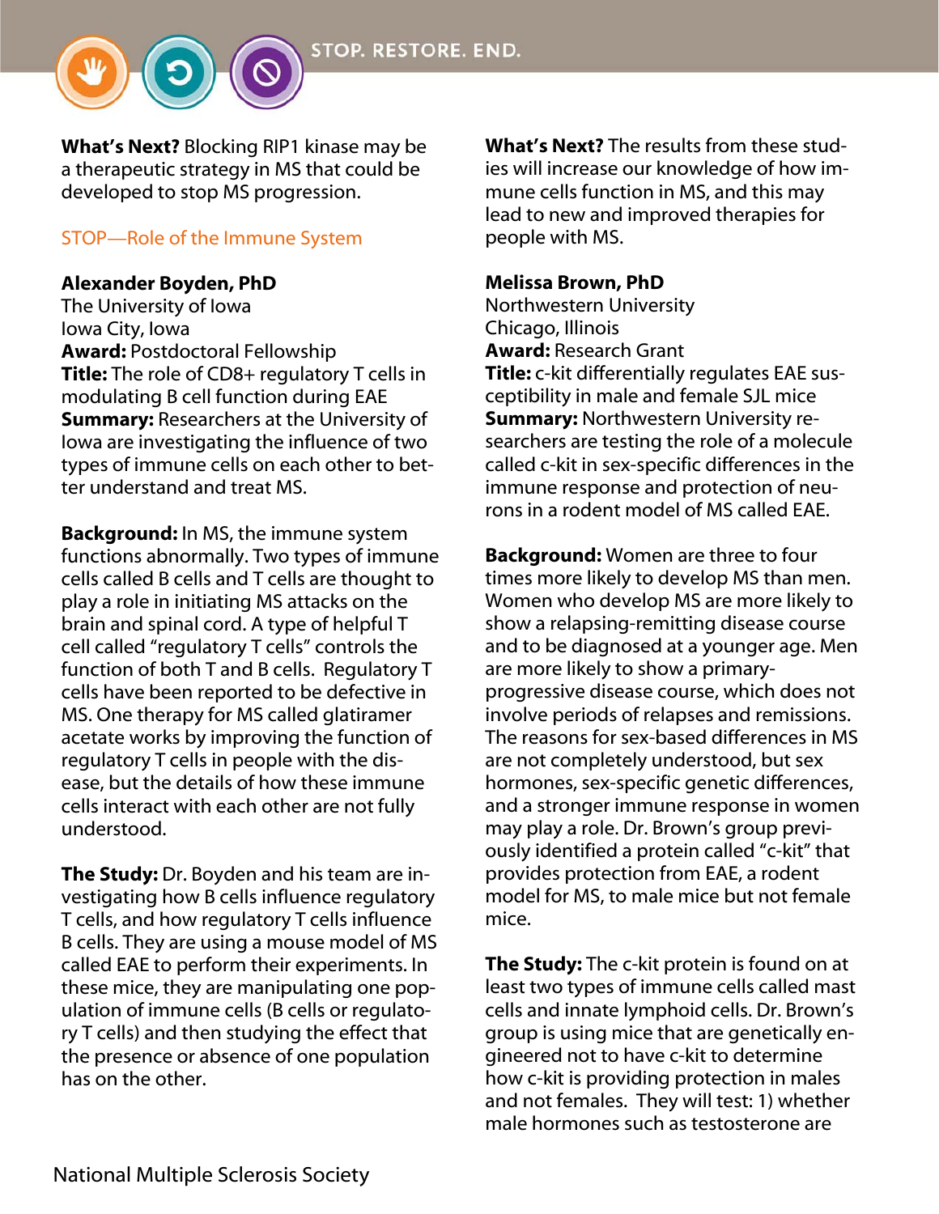**What's Next?** Blocking RIP1 kinase may be a therapeutic strategy in MS that could be developed to stop MS progression.

## STOP—Role of the Immune System

**Alexander Boyden, PhD**
The University of Iowa
Iowa City, Iowa
**Award:** Postdoctoral Fellowship
**Title:** The role of CD8+ regulatory T cells in modulating B cell function during EAE
**Summary:** Researchers at the University of Iowa are investigating the influence of two types of immune cells on each other to better understand and treat MS.

**Background:** In MS, the immune system functions abnormally. Two types of immune cells called B cells and T cells are thought to play a role in initiating MS attacks on the brain and spinal cord. A type of helpful T cell called "regulatory T cells" controls the function of both T and B cells. Regulatory T cells have been reported to be defective in MS. One therapy for MS called glatiramer acetate works by improving the function of regulatory T cells in people with the disease, but the details of how these immune cells interact with each other are not fully understood.

**The Study:** Dr. Boyden and his team are investigating how B cells influence regulatory T cells, and how regulatory T cells influence B cells. They are using a mouse model of MS called EAE to perform their experiments. In these mice, they are manipulating one population of immune cells (B cells or regulatory T cells) and then studying the effect that the presence or absence of one population has on the other.

**What's Next?** The results from these studies will increase our knowledge of how immune cells function in MS, and this may lead to new and improved therapies for people with MS.

**Melissa Brown, PhD**
Northwestern University
Chicago, Illinois
**Award:** Research Grant
**Title:** c-kit differentially regulates EAE susceptibility in male and female SJL mice
**Summary:** Northwestern University researchers are testing the role of a molecule called c-kit in sex-specific differences in the immune response and protection of neurons in a rodent model of MS called EAE.

**Background:** Women are three to four times more likely to develop MS than men. Women who develop MS are more likely to show a relapsing-remitting disease course and to be diagnosed at a younger age. Men are more likely to show a primary-progressive disease course, which does not involve periods of relapses and remissions. The reasons for sex-based differences in MS are not completely understood, but sex hormones, sex-specific genetic differences, and a stronger immune response in women may play a role. Dr. Brown's group previously identified a protein called "c-kit" that provides protection from EAE, a rodent model for MS, to male mice but not female mice.

**The Study:** The c-kit protein is found on at least two types of immune cells called mast cells and innate lymphoid cells. Dr. Brown's group is using mice that are genetically engineered not to have c-kit to determine how c-kit is providing protection in males and not females. They will test: 1) whether male hormones such as testosterone are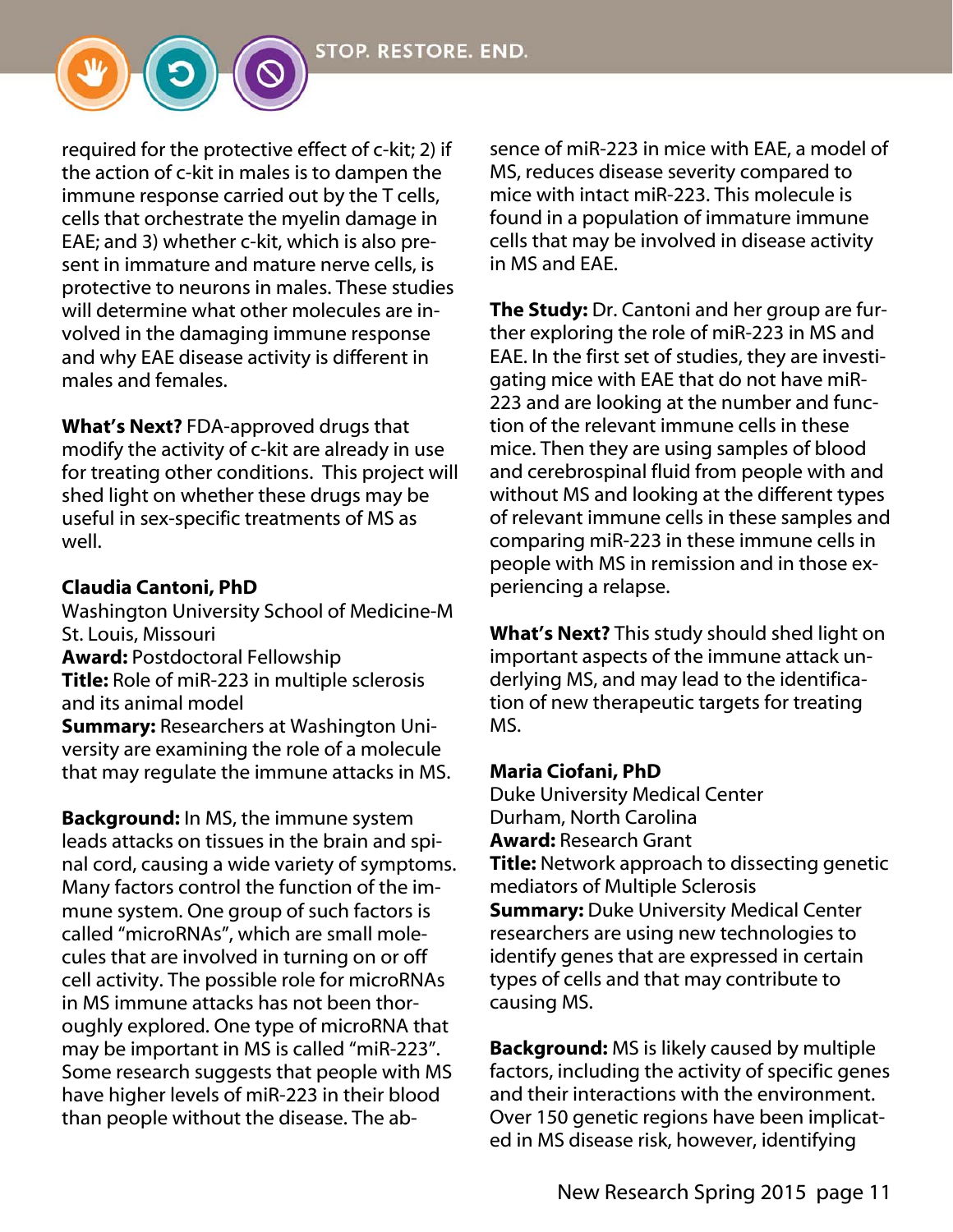required for the protective effect of c-kit; 2) if the action of c-kit in males is to dampen the immune response carried out by the T cells, cells that orchestrate the myelin damage in EAE; and 3) whether c-kit, which is also present in immature and mature nerve cells, is protective to neurons in males. These studies will determine what other molecules are involved in the damaging immune response and why EAE disease activity is different in males and females.

**What's Next?** FDA-approved drugs that modify the activity of c-kit are already in use for treating other conditions. This project will shed light on whether these drugs may be useful in sex-specific treatments of MS as well.

**Claudia Cantoni, PhD**
Washington University School of Medicine-M
St. Louis, Missouri
**Award:** Postdoctoral Fellowship
**Title:** Role of miR-223 in multiple sclerosis and its animal model
**Summary:** Researchers at Washington University are examining the role of a molecule that may regulate the immune attacks in MS.

**Background:** In MS, the immune system leads attacks on tissues in the brain and spinal cord, causing a wide variety of symptoms. Many factors control the function of the immune system. One group of such factors is called "microRNAs", which are small molecules that are involved in turning on or off cell activity. The possible role for microRNAs in MS immune attacks has not been thoroughly explored. One type of microRNA that may be important in MS is called "miR-223". Some research suggests that people with MS have higher levels of miR-223 in their blood than people without the disease. The absence of miR-223 in mice with EAE, a model of MS, reduces disease severity compared to mice with intact miR-223. This molecule is found in a population of immature immune cells that may be involved in disease activity in MS and EAE.

**The Study:** Dr. Cantoni and her group are further exploring the role of miR-223 in MS and EAE. In the first set of studies, they are investigating mice with EAE that do not have miR-223 and are looking at the number and function of the relevant immune cells in these mice. Then they are using samples of blood and cerebrospinal fluid from people with and without MS and looking at the different types of relevant immune cells in these samples and comparing miR-223 in these immune cells in people with MS in remission and in those experiencing a relapse.

**What's Next?** This study should shed light on important aspects of the immune attack underlying MS, and may lead to the identification of new therapeutic targets for treating MS.

**Maria Ciofani, PhD**
Duke University Medical Center
Durham, North Carolina
**Award:** Research Grant
**Title:** Network approach to dissecting genetic mediators of Multiple Sclerosis
**Summary:** Duke University Medical Center researchers are using new technologies to identify genes that are expressed in certain types of cells and that may contribute to causing MS.

**Background:** MS is likely caused by multiple factors, including the activity of specific genes and their interactions with the environment. Over 150 genetic regions have been implicated in MS disease risk, however, identifying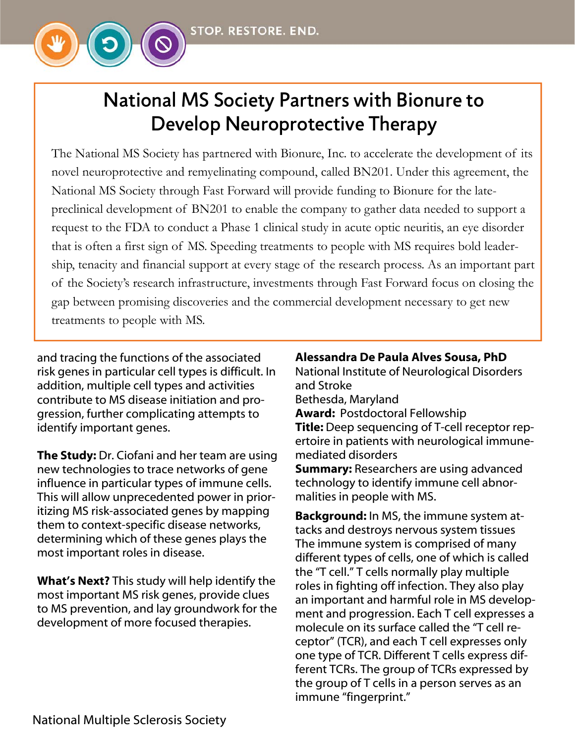STOP. RESTORE. END.

## National MS Society Partners with Bionure to Develop Neuroprotective Therapy

The National MS Society has partnered with Bionure, Inc. to accelerate the development of its novel neuroprotective and remyelinating compound, called BN201. Under this agreement, the National MS Society through Fast Forward will provide funding to Bionure for the late-preclinical development of BN201 to enable the company to gather data needed to support a request to the FDA to conduct a Phase 1 clinical study in acute optic neuritis, an eye disorder that is often a first sign of MS. Speeding treatments to people with MS requires bold leadership, tenacity and financial support at every stage of the research process. As an important part of the Society's research infrastructure, investments through Fast Forward focus on closing the gap between promising discoveries and the commercial development necessary to get new treatments to people with MS.

and tracing the functions of the associated risk genes in particular cell types is difficult. In addition, multiple cell types and activities contribute to MS disease initiation and progression, further complicating attempts to identify important genes.

**The Study:** Dr. Ciofani and her team are using new technologies to trace networks of gene influence in particular types of immune cells. This will allow unprecedented power in prioritizing MS risk-associated genes by mapping them to context-specific disease networks, determining which of these genes plays the most important roles in disease.

**What's Next?** This study will help identify the most important MS risk genes, provide clues to MS prevention, and lay groundwork for the development of more focused therapies.

**Alessandra De Paula Alves Sousa, PhD**
National Institute of Neurological Disorders and Stroke
Bethesda, Maryland
**Award:** Postdoctoral Fellowship
**Title:** Deep sequencing of T-cell receptor repertoire in patients with neurological immune-mediated disorders
**Summary:** Researchers are using advanced technology to identify immune cell abnormalities in people with MS.

**Background:** In MS, the immune system attacks and destroys nervous system tissues The immune system is comprised of many different types of cells, one of which is called the "T cell." T cells normally play multiple roles in fighting off infection. They also play an important and harmful role in MS development and progression. Each T cell expresses a molecule on its surface called the "T cell receptor" (TCR), and each T cell expresses only one type of TCR. Different T cells express different TCRs. The group of TCRs expressed by the group of T cells in a person serves as an immune "fingerprint."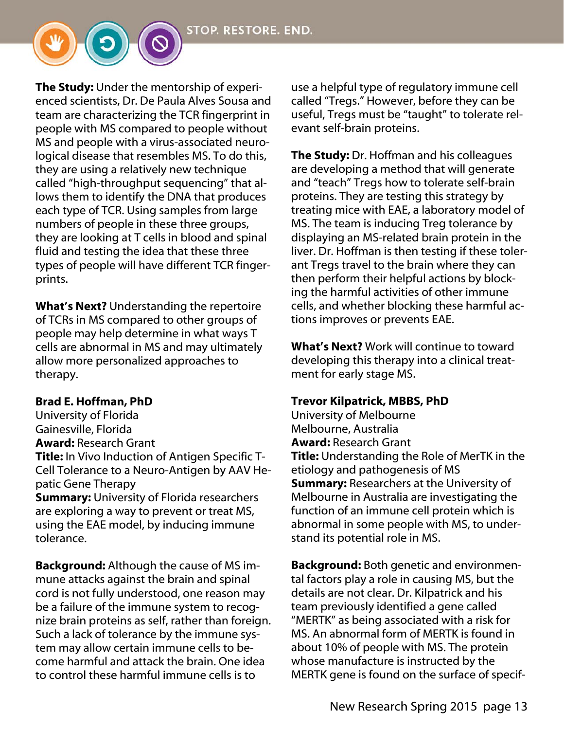**The Study:** Under the mentorship of experienced scientists, Dr. De Paula Alves Sousa and team are characterizing the TCR fingerprint in people with MS compared to people without MS and people with a virus-associated neurological disease that resembles MS. To do this, they are using a relatively new technique called "high-throughput sequencing" that allows them to identify the DNA that produces each type of TCR. Using samples from large numbers of people in these three groups, they are looking at T cells in blood and spinal fluid and testing the idea that these three types of people will have different TCR fingerprints.

**What's Next?** Understanding the repertoire of TCRs in MS compared to other groups of people may help determine in what ways T cells are abnormal in MS and may ultimately allow more personalized approaches to therapy.

**Brad E. Hoffman, PhD**
University of Florida
Gainesville, Florida
**Award:** Research Grant
**Title:** In Vivo Induction of Antigen Specific T-Cell Tolerance to a Neuro-Antigen by AAV Hepatic Gene Therapy
**Summary:** University of Florida researchers are exploring a way to prevent or treat MS, using the EAE model, by inducing immune tolerance.

**Background:** Although the cause of MS immune attacks against the brain and spinal cord is not fully understood, one reason may be a failure of the immune system to recognize brain proteins as self, rather than foreign. Such a lack of tolerance by the immune system may allow certain immune cells to become harmful and attack the brain. One idea to control these harmful immune cells is to use a helpful type of regulatory immune cell called "Tregs." However, before they can be useful, Tregs must be "taught" to tolerate relevant self-brain proteins.

**The Study:** Dr. Hoffman and his colleagues are developing a method that will generate and "teach" Tregs how to tolerate self-brain proteins. They are testing this strategy by treating mice with EAE, a laboratory model of MS. The team is inducing Treg tolerance by displaying an MS-related brain protein in the liver. Dr. Hoffman is then testing if these tolerant Tregs travel to the brain where they can then perform their helpful actions by blocking the harmful activities of other immune cells, and whether blocking these harmful actions improves or prevents EAE.

**What's Next?** Work will continue to toward developing this therapy into a clinical treatment for early stage MS.

**Trevor Kilpatrick, MBBS, PhD**
University of Melbourne
Melbourne, Australia
**Award:** Research Grant
**Title:** Understanding the Role of MerTK in the etiology and pathogenesis of MS
**Summary:** Researchers at the University of Melbourne in Australia are investigating the function of an immune cell protein which is abnormal in some people with MS, to understand its potential role in MS.

**Background:** Both genetic and environmental factors play a role in causing MS, but the details are not clear. Dr. Kilpatrick and his team previously identified a gene called "MERTK" as being associated with a risk for MS. An abnormal form of MERTK is found in about 10% of people with MS. The protein whose manufacture is instructed by the MERTK gene is found on the surface of specif-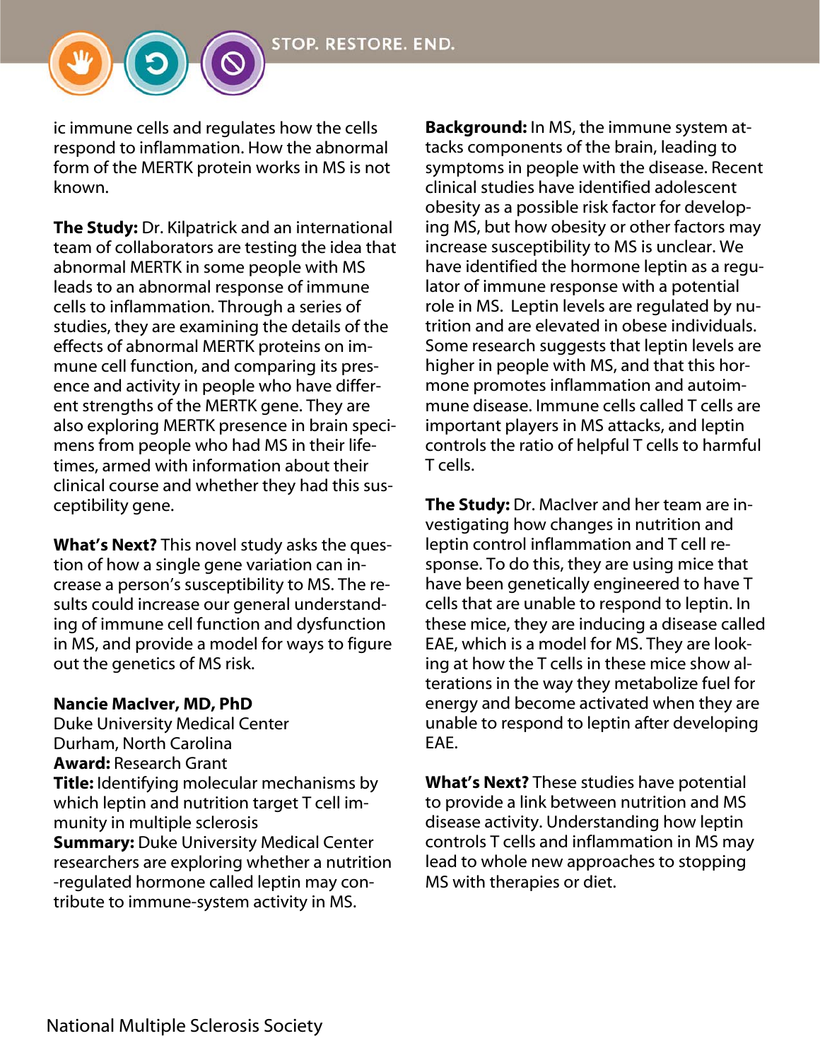ic immune cells and regulates how the cells respond to inflammation. How the abnormal form of the MERTK protein works in MS is not known.

**The Study:** Dr. Kilpatrick and an international team of collaborators are testing the idea that abnormal MERTK in some people with MS leads to an abnormal response of immune cells to inflammation. Through a series of studies, they are examining the details of the effects of abnormal MERTK proteins on immune cell function, and comparing its presence and activity in people who have different strengths of the MERTK gene. They are also exploring MERTK presence in brain specimens from people who had MS in their lifetimes, armed with information about their clinical course and whether they had this susceptibility gene.

**What's Next?** This novel study asks the question of how a single gene variation can increase a person's susceptibility to MS. The results could increase our general understanding of immune cell function and dysfunction in MS, and provide a model for ways to figure out the genetics of MS risk.

**Nancie MacIver, MD, PhD**
Duke University Medical Center
Durham, North Carolina
**Award:** Research Grant
**Title:** Identifying molecular mechanisms by which leptin and nutrition target T cell immunity in multiple sclerosis
**Summary:** Duke University Medical Center researchers are exploring whether a nutrition-regulated hormone called leptin may contribute to immune-system activity in MS.

**Background:** In MS, the immune system attacks components of the brain, leading to symptoms in people with the disease. Recent clinical studies have identified adolescent obesity as a possible risk factor for developing MS, but how obesity or other factors may increase susceptibility to MS is unclear. We have identified the hormone leptin as a regulator of immune response with a potential role in MS. Leptin levels are regulated by nutrition and are elevated in obese individuals. Some research suggests that leptin levels are higher in people with MS, and that this hormone promotes inflammation and autoimmune disease. Immune cells called T cells are important players in MS attacks, and leptin controls the ratio of helpful T cells to harmful T cells.

**The Study:** Dr. MacIver and her team are investigating how changes in nutrition and leptin control inflammation and T cell response. To do this, they are using mice that have been genetically engineered to have T cells that are unable to respond to leptin. In these mice, they are inducing a disease called EAE, which is a model for MS. They are looking at how the T cells in these mice show alterations in the way they metabolize fuel for energy and become activated when they are unable to respond to leptin after developing EAE.

**What's Next?** These studies have potential to provide a link between nutrition and MS disease activity. Understanding how leptin controls T cells and inflammation in MS may lead to whole new approaches to stopping MS with therapies or diet.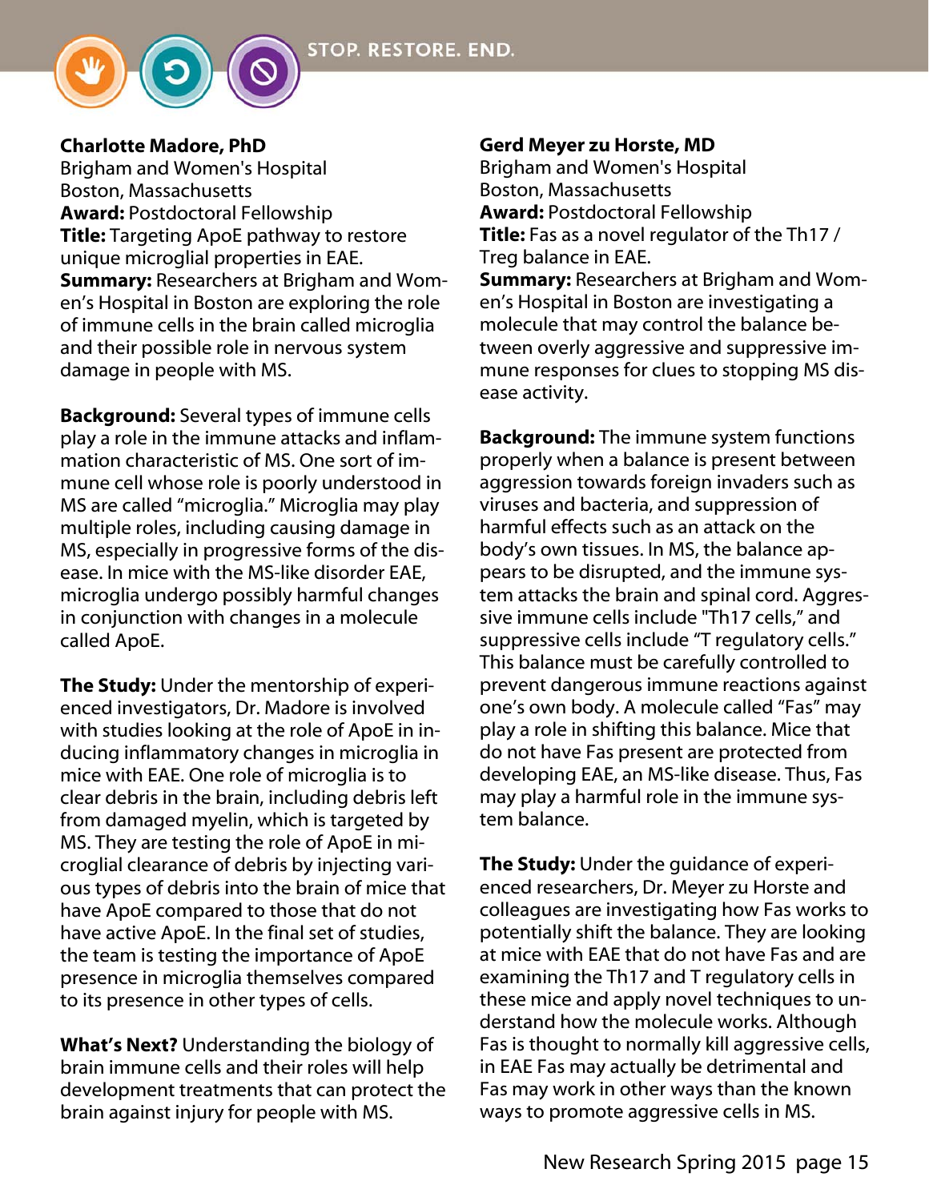**Charlotte Madore, PhD**
Brigham and Women's Hospital
Boston, Massachusetts
**Award:** Postdoctoral Fellowship
**Title:** Targeting ApoE pathway to restore unique microglial properties in EAE.
**Summary:** Researchers at Brigham and Women's Hospital in Boston are exploring the role of immune cells in the brain called microglia and their possible role in nervous system damage in people with MS.

**Background:** Several types of immune cells play a role in the immune attacks and inflammation characteristic of MS. One sort of immune cell whose role is poorly understood in MS are called "microglia." Microglia may play multiple roles, including causing damage in MS, especially in progressive forms of the disease. In mice with the MS-like disorder EAE, microglia undergo possibly harmful changes in conjunction with changes in a molecule called ApoE.

**The Study:** Under the mentorship of experienced investigators, Dr. Madore is involved with studies looking at the role of ApoE in inducing inflammatory changes in microglia in mice with EAE. One role of microglia is to clear debris in the brain, including debris left from damaged myelin, which is targeted by MS. They are testing the role of ApoE in microglial clearance of debris by injecting various types of debris into the brain of mice that have ApoE compared to those that do not have active ApoE. In the final set of studies, the team is testing the importance of ApoE presence in microglia themselves compared to its presence in other types of cells.

**What's Next?** Understanding the biology of brain immune cells and their roles will help development treatments that can protect the brain against injury for people with MS.

**Gerd Meyer zu Horste, MD**
Brigham and Women's Hospital
Boston, Massachusetts
**Award:** Postdoctoral Fellowship
**Title:** Fas as a novel regulator of the Th17 / Treg balance in EAE.
**Summary:** Researchers at Brigham and Women's Hospital in Boston are investigating a molecule that may control the balance between overly aggressive and suppressive immune responses for clues to stopping MS disease activity.

**Background:** The immune system functions properly when a balance is present between aggression towards foreign invaders such as viruses and bacteria, and suppression of harmful effects such as an attack on the body's own tissues. In MS, the balance appears to be disrupted, and the immune system attacks the brain and spinal cord. Aggressive immune cells include "Th17 cells," and suppressive cells include "T regulatory cells." This balance must be carefully controlled to prevent dangerous immune reactions against one's own body. A molecule called "Fas" may play a role in shifting this balance. Mice that do not have Fas present are protected from developing EAE, an MS-like disease. Thus, Fas may play a harmful role in the immune system balance.

**The Study:** Under the guidance of experienced researchers, Dr. Meyer zu Horste and colleagues are investigating how Fas works to potentially shift the balance. They are looking at mice with EAE that do not have Fas and are examining the Th17 and T regulatory cells in these mice and apply novel techniques to understand how the molecule works. Although Fas is thought to normally kill aggressive cells, in EAE Fas may actually be detrimental and Fas may work in other ways than the known ways to promote aggressive cells in MS.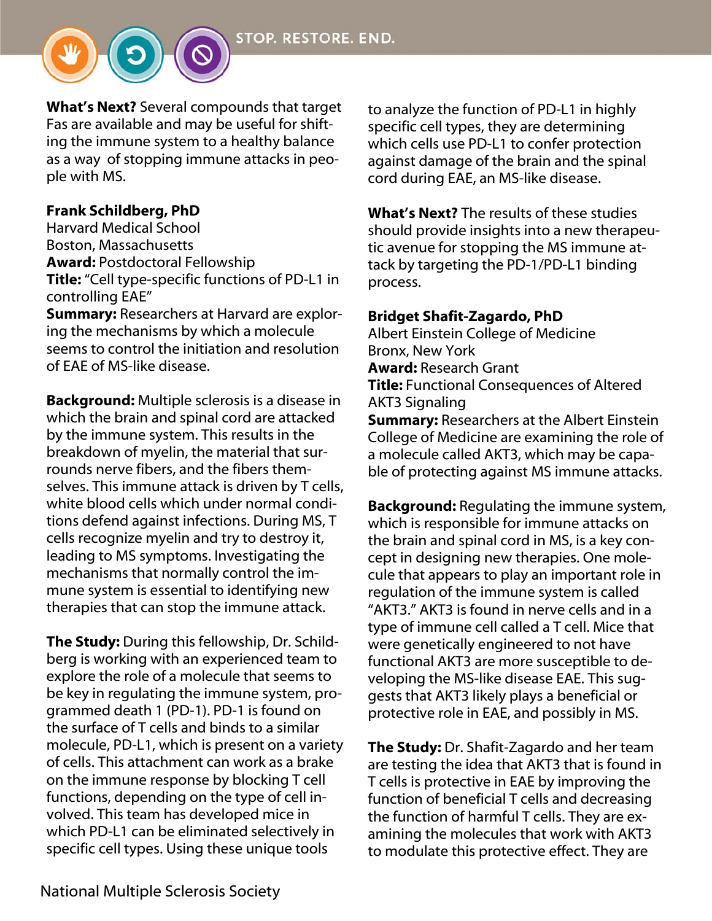**What's Next?** Several compounds that target Fas are available and may be useful for shifting the immune system to a healthy balance as a way of stopping immune attacks in people with MS.

**Frank Schildberg, PhD**
Harvard Medical School
Boston, Massachusetts
**Award:** Postdoctoral Fellowship
**Title:** "Cell type-specific functions of PD-L1 in controlling EAE"
**Summary:** Researchers at Harvard are exploring the mechanisms by which a molecule seems to control the initiation and resolution of EAE of MS-like disease.

**Background:** Multiple sclerosis is a disease in which the brain and spinal cord are attacked by the immune system. This results in the breakdown of myelin, the material that surrounds nerve fibers, and the fibers themselves. This immune attack is driven by T cells, white blood cells which under normal conditions defend against infections. During MS, T cells recognize myelin and try to destroy it, leading to MS symptoms. Investigating the mechanisms that normally control the immune system is essential to identifying new therapies that can stop the immune attack.

**The Study:** During this fellowship, Dr. Schildberg is working with an experienced team to explore the role of a molecule that seems to be key in regulating the immune system, programmed death 1 (PD-1). PD-1 is found on the surface of T cells and binds to a similar molecule, PD-L1, which is present on a variety of cells. This attachment can work as a brake on the immune response by blocking T cell functions, depending on the type of cell involved. This team has developed mice in which PD-L1 can be eliminated selectively in specific cell types. Using these unique tools to analyze the function of PD-L1 in highly specific cell types, they are determining which cells use PD-L1 to confer protection against damage of the brain and the spinal cord during EAE, an MS-like disease.

**What's Next?** The results of these studies should provide insights into a new therapeutic avenue for stopping the MS immune attack by targeting the PD-1/PD-L1 binding process.

**Bridget Shafit-Zagardo, PhD**
Albert Einstein College of Medicine
Bronx, New York
**Award:** Research Grant
**Title:** Functional Consequences of Altered AKT3 Signaling
**Summary:** Researchers at the Albert Einstein College of Medicine are examining the role of a molecule called AKT3, which may be capable of protecting against MS immune attacks.

**Background:** Regulating the immune system, which is responsible for immune attacks on the brain and spinal cord in MS, is a key concept in designing new therapies. One molecule that appears to play an important role in regulation of the immune system is called "AKT3." AKT3 is found in nerve cells and in a type of immune cell called a T cell. Mice that were genetically engineered to not have functional AKT3 are more susceptible to developing the MS-like disease EAE. This suggests that AKT3 likely plays a beneficial or protective role in EAE, and possibly in MS.

**The Study:** Dr. Shafit-Zagardo and her team are testing the idea that AKT3 that is found in T cells is protective in EAE by improving the function of beneficial T cells and decreasing the function of harmful T cells. They are examining the molecules that work with AKT3 to modulate this protective effect. They are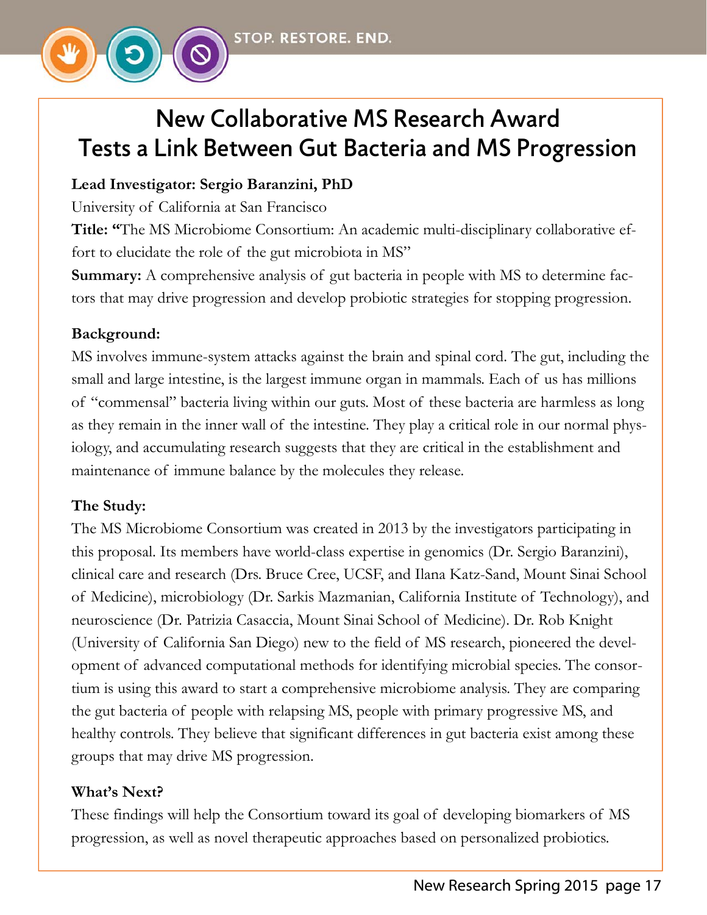# New Collaborative MS Research Award Tests a Link Between Gut Bacteria and MS Progression

**Lead Investigator: Sergio Baranzini, PhD**

University of California at San Francisco

**Title: "**The MS Microbiome Consortium: An academic multi-disciplinary collaborative effort to elucidate the role of the gut microbiota in MS"

**Summary:** A comprehensive analysis of gut bacteria in people with MS to determine factors that may drive progression and develop probiotic strategies for stopping progression.

**Background:**

MS involves immune-system attacks against the brain and spinal cord. The gut, including the small and large intestine, is the largest immune organ in mammals. Each of us has millions of "commensal" bacteria living within our guts. Most of these bacteria are harmless as long as they remain in the inner wall of the intestine. They play a critical role in our normal physiology, and accumulating research suggests that they are critical in the establishment and maintenance of immune balance by the molecules they release.

**The Study:**

The MS Microbiome Consortium was created in 2013 by the investigators participating in this proposal. Its members have world-class expertise in genomics (Dr. Sergio Baranzini), clinical care and research (Drs. Bruce Cree, UCSF, and Ilana Katz-Sand, Mount Sinai School of Medicine), microbiology (Dr. Sarkis Mazmanian, California Institute of Technology), and neuroscience (Dr. Patrizia Casaccia, Mount Sinai School of Medicine). Dr. Rob Knight (University of California San Diego) new to the field of MS research, pioneered the development of advanced computational methods for identifying microbial species. The consortium is using this award to start a comprehensive microbiome analysis. They are comparing the gut bacteria of people with relapsing MS, people with primary progressive MS, and healthy controls. They believe that significant differences in gut bacteria exist among these groups that may drive MS progression.

**What's Next?**

These findings will help the Consortium toward its goal of developing biomarkers of MS progression, as well as novel therapeutic approaches based on personalized probiotics.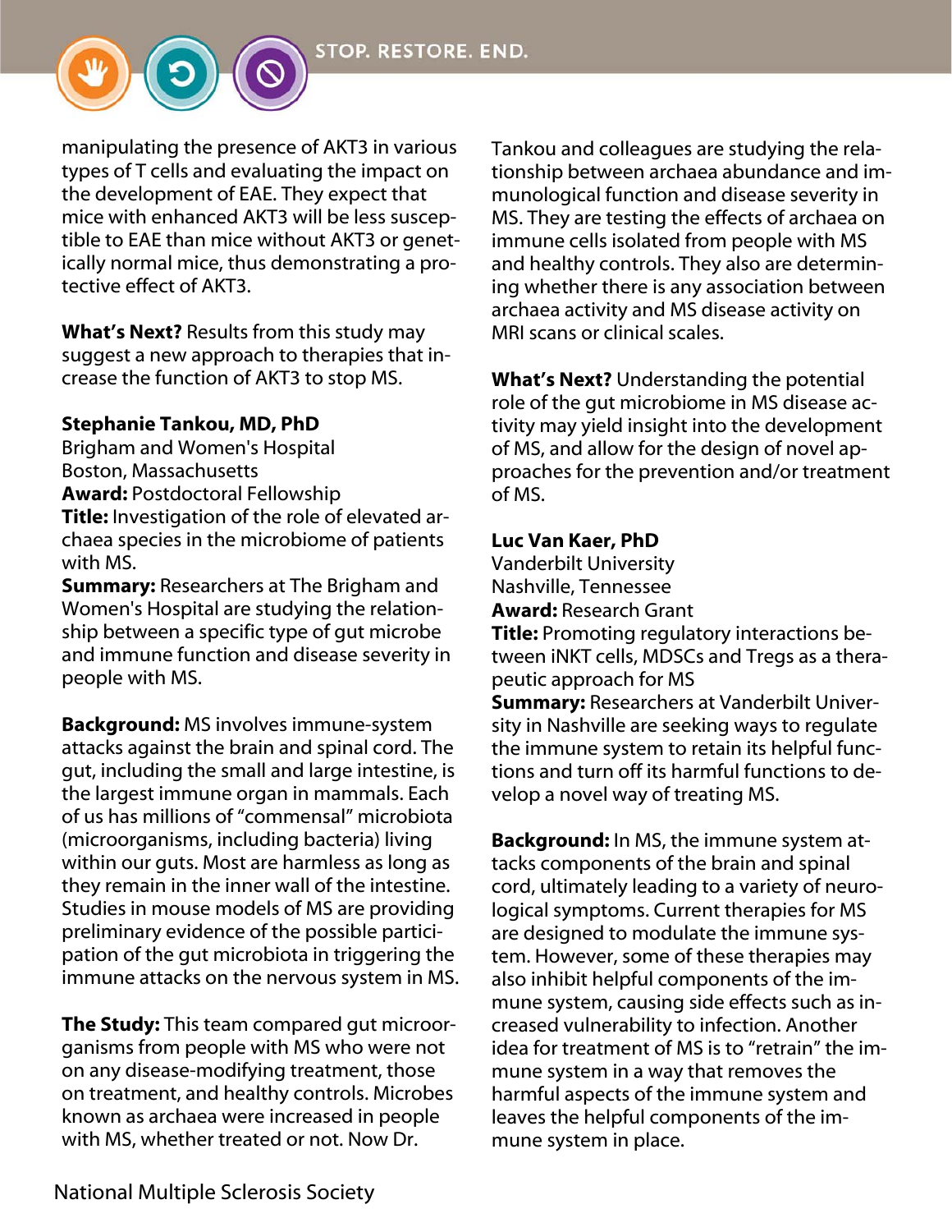manipulating the presence of AKT3 in various types of T cells and evaluating the impact on the development of EAE. They expect that mice with enhanced AKT3 will be less susceptible to EAE than mice without AKT3 or genetically normal mice, thus demonstrating a protective effect of AKT3.

**What's Next?** Results from this study may suggest a new approach to therapies that increase the function of AKT3 to stop MS.

**Stephanie Tankou, MD, PhD**
Brigham and Women's Hospital
Boston, Massachusetts
**Award:** Postdoctoral Fellowship
**Title:** Investigation of the role of elevated archaea species in the microbiome of patients with MS.
**Summary:** Researchers at The Brigham and Women's Hospital are studying the relationship between a specific type of gut microbe and immune function and disease severity in people with MS.

**Background:** MS involves immune-system attacks against the brain and spinal cord. The gut, including the small and large intestine, is the largest immune organ in mammals. Each of us has millions of "commensal" microbiota (microorganisms, including bacteria) living within our guts. Most are harmless as long as they remain in the inner wall of the intestine. Studies in mouse models of MS are providing preliminary evidence of the possible participation of the gut microbiota in triggering the immune attacks on the nervous system in MS.

**The Study:** This team compared gut microorganisms from people with MS who were not on any disease-modifying treatment, those on treatment, and healthy controls. Microbes known as archaea were increased in people with MS, whether treated or not. Now Dr. Tankou and colleagues are studying the relationship between archaea abundance and immunological function and disease severity in MS. They are testing the effects of archaea on immune cells isolated from people with MS and healthy controls. They also are determining whether there is any association between archaea activity and MS disease activity on MRI scans or clinical scales.

**What's Next?** Understanding the potential role of the gut microbiome in MS disease activity may yield insight into the development of MS, and allow for the design of novel approaches for the prevention and/or treatment of MS.

**Luc Van Kaer, PhD**
Vanderbilt University
Nashville, Tennessee
**Award:** Research Grant
**Title:** Promoting regulatory interactions between iNKT cells, MDSCs and Tregs as a therapeutic approach for MS
**Summary:** Researchers at Vanderbilt University in Nashville are seeking ways to regulate the immune system to retain its helpful functions and turn off its harmful functions to develop a novel way of treating MS.

**Background:** In MS, the immune system attacks components of the brain and spinal cord, ultimately leading to a variety of neurological symptoms. Current therapies for MS are designed to modulate the immune system. However, some of these therapies may also inhibit helpful components of the immune system, causing side effects such as increased vulnerability to infection. Another idea for treatment of MS is to "retrain" the immune system in a way that removes the harmful aspects of the immune system and leaves the helpful components of the immune system in place.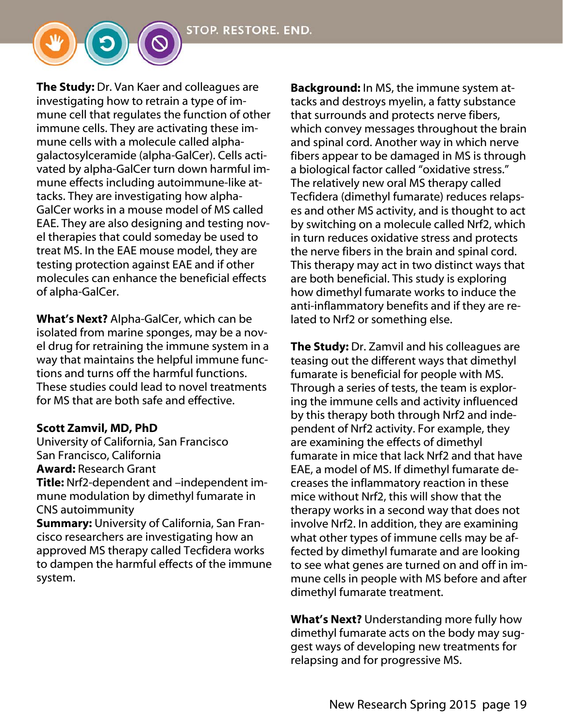**The Study:** Dr. Van Kaer and colleagues are investigating how to retrain a type of immune cell that regulates the function of other immune cells. They are activating these immune cells with a molecule called alpha-galactosylceramide (alpha-GalCer). Cells activated by alpha-GalCer turn down harmful immune effects including autoimmune-like attacks. They are investigating how alpha-GalCer works in a mouse model of MS called EAE. They are also designing and testing novel therapies that could someday be used to treat MS. In the EAE mouse model, they are testing protection against EAE and if other molecules can enhance the beneficial effects of alpha-GalCer.

**What's Next?** Alpha-GalCer, which can be isolated from marine sponges, may be a novel drug for retraining the immune system in a way that maintains the helpful immune functions and turns off the harmful functions. These studies could lead to novel treatments for MS that are both safe and effective.

**Scott Zamvil, MD, PhD**
University of California, San Francisco
San Francisco, California
**Award:** Research Grant
**Title:** Nrf2-dependent and –independent immune modulation by dimethyl fumarate in CNS autoimmunity
**Summary:** University of California, San Francisco researchers are investigating how an approved MS therapy called Tecfidera works to dampen the harmful effects of the immune system.

**Background:** In MS, the immune system attacks and destroys myelin, a fatty substance that surrounds and protects nerve fibers, which convey messages throughout the brain and spinal cord. Another way in which nerve fibers appear to be damaged in MS is through a biological factor called "oxidative stress." The relatively new oral MS therapy called Tecfidera (dimethyl fumarate) reduces relapses and other MS activity, and is thought to act by switching on a molecule called Nrf2, which in turn reduces oxidative stress and protects the nerve fibers in the brain and spinal cord. This therapy may act in two distinct ways that are both beneficial. This study is exploring how dimethyl fumarate works to induce the anti-inflammatory benefits and if they are related to Nrf2 or something else.

**The Study:** Dr. Zamvil and his colleagues are teasing out the different ways that dimethyl fumarate is beneficial for people with MS. Through a series of tests, the team is exploring the immune cells and activity influenced by this therapy both through Nrf2 and independent of Nrf2 activity. For example, they are examining the effects of dimethyl fumarate in mice that lack Nrf2 and that have EAE, a model of MS. If dimethyl fumarate decreases the inflammatory reaction in these mice without Nrf2, this will show that the therapy works in a second way that does not involve Nrf2. In addition, they are examining what other types of immune cells may be affected by dimethyl fumarate and are looking to see what genes are turned on and off in immune cells in people with MS before and after dimethyl fumarate treatment.

**What's Next?** Understanding more fully how dimethyl fumarate acts on the body may suggest ways of developing new treatments for relapsing and for progressive MS.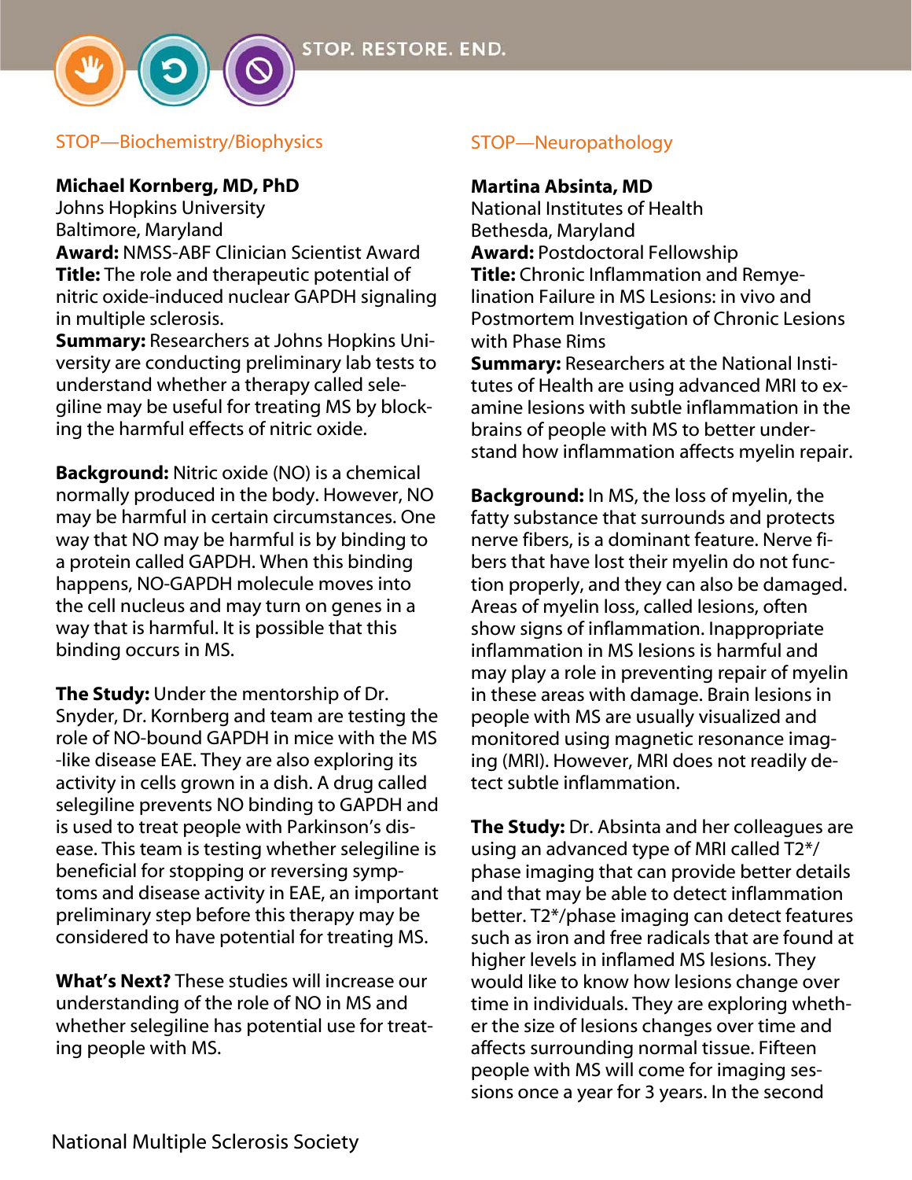## STOP—Biochemistry/Biophysics

**Michael Kornberg, MD, PhD**
Johns Hopkins University
Baltimore, Maryland
**Award:** NMSS-ABF Clinician Scientist Award
**Title:** The role and therapeutic potential of nitric oxide-induced nuclear GAPDH signaling in multiple sclerosis.
**Summary:** Researchers at Johns Hopkins University are conducting preliminary lab tests to understand whether a therapy called selegiline may be useful for treating MS by blocking the harmful effects of nitric oxide.

**Background:** Nitric oxide (NO) is a chemical normally produced in the body. However, NO may be harmful in certain circumstances. One way that NO may be harmful is by binding to a protein called GAPDH. When this binding happens, NO-GAPDH molecule moves into the cell nucleus and may turn on genes in a way that is harmful. It is possible that this binding occurs in MS.

**The Study:** Under the mentorship of Dr. Snyder, Dr. Kornberg and team are testing the role of NO-bound GAPDH in mice with the MS-like disease EAE. They are also exploring its activity in cells grown in a dish. A drug called selegiline prevents NO binding to GAPDH and is used to treat people with Parkinson's disease. This team is testing whether selegiline is beneficial for stopping or reversing symptoms and disease activity in EAE, an important preliminary step before this therapy may be considered to have potential for treating MS.

**What's Next?** These studies will increase our understanding of the role of NO in MS and whether selegiline has potential use for treating people with MS.

## STOP—Neuropathology

**Martina Absinta, MD**
National Institutes of Health
Bethesda, Maryland
**Award:** Postdoctoral Fellowship
**Title:** Chronic Inflammation and Remyelination Failure in MS Lesions: in vivo and Postmortem Investigation of Chronic Lesions with Phase Rims
**Summary:** Researchers at the National Institutes of Health are using advanced MRI to examine lesions with subtle inflammation in the brains of people with MS to better understand how inflammation affects myelin repair.

**Background:** In MS, the loss of myelin, the fatty substance that surrounds and protects nerve fibers, is a dominant feature. Nerve fibers that have lost their myelin do not function properly, and they can also be damaged. Areas of myelin loss, called lesions, often show signs of inflammation. Inappropriate inflammation in MS lesions is harmful and may play a role in preventing repair of myelin in these areas with damage. Brain lesions in people with MS are usually visualized and monitored using magnetic resonance imaging (MRI). However, MRI does not readily detect subtle inflammation.

**The Study:** Dr. Absinta and her colleagues are using an advanced type of MRI called T2*/phase imaging that can provide better details and that may be able to detect inflammation better. T2*/phase imaging can detect features such as iron and free radicals that are found at higher levels in inflamed MS lesions. They would like to know how lesions change over time in individuals. They are exploring whether the size of lesions changes over time and affects surrounding normal tissue. Fifteen people with MS will come for imaging sessions once a year for 3 years. In the second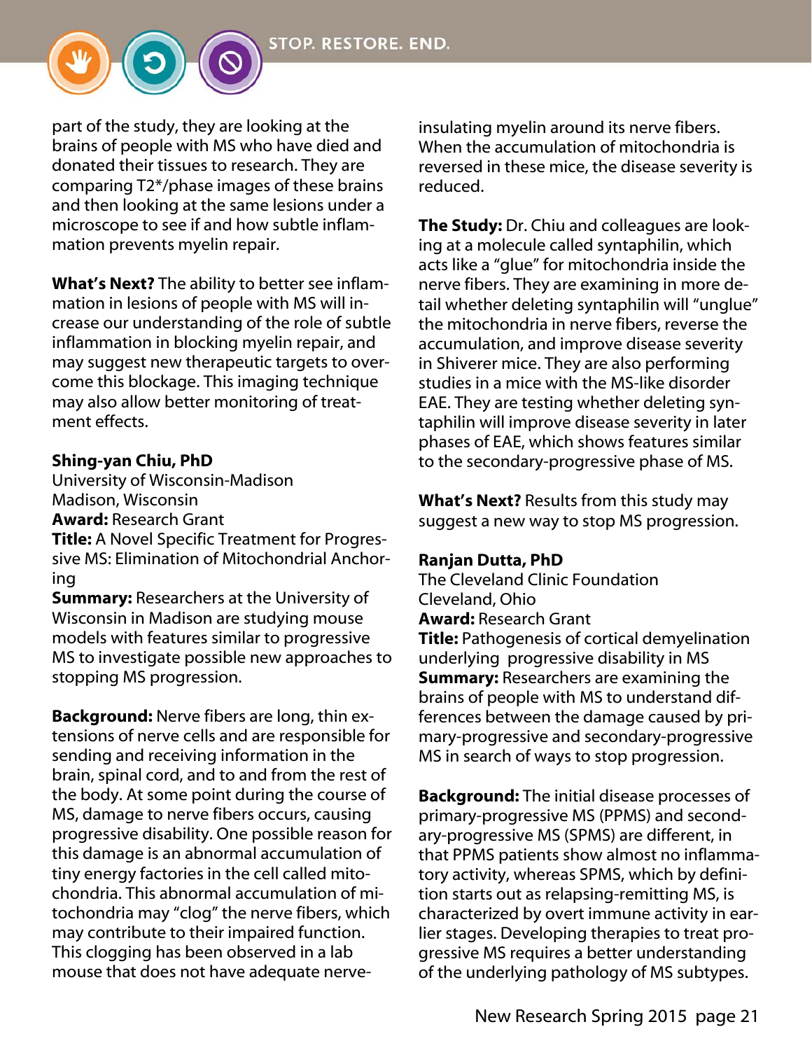part of the study, they are looking at the brains of people with MS who have died and donated their tissues to research. They are comparing T2*/phase images of these brains and then looking at the same lesions under a microscope to see if and how subtle inflammation prevents myelin repair.

**What's Next?** The ability to better see inflammation in lesions of people with MS will increase our understanding of the role of subtle inflammation in blocking myelin repair, and may suggest new therapeutic targets to overcome this blockage. This imaging technique may also allow better monitoring of treatment effects.

**Shing-yan Chiu, PhD**
University of Wisconsin-Madison
Madison, Wisconsin
**Award:** Research Grant
**Title:** A Novel Specific Treatment for Progressive MS: Elimination of Mitochondrial Anchoring
**Summary:** Researchers at the University of Wisconsin in Madison are studying mouse models with features similar to progressive MS to investigate possible new approaches to stopping MS progression.

**Background:** Nerve fibers are long, thin extensions of nerve cells and are responsible for sending and receiving information in the brain, spinal cord, and to and from the rest of the body. At some point during the course of MS, damage to nerve fibers occurs, causing progressive disability. One possible reason for this damage is an abnormal accumulation of tiny energy factories in the cell called mitochondria. This abnormal accumulation of mitochondria may "clog" the nerve fibers, which may contribute to their impaired function. This clogging has been observed in a lab mouse that does not have adequate nerve-insulating myelin around its nerve fibers. When the accumulation of mitochondria is reversed in these mice, the disease severity is reduced.

**The Study:** Dr. Chiu and colleagues are looking at a molecule called syntaphilin, which acts like a "glue" for mitochondria inside the nerve fibers. They are examining in more detail whether deleting syntaphilin will "unglue" the mitochondria in nerve fibers, reverse the accumulation, and improve disease severity in Shiverer mice. They are also performing studies in a mice with the MS-like disorder EAE. They are testing whether deleting syntaphilin will improve disease severity in later phases of EAE, which shows features similar to the secondary-progressive phase of MS.

**What's Next?** Results from this study may suggest a new way to stop MS progression.

**Ranjan Dutta, PhD**
The Cleveland Clinic Foundation
Cleveland, Ohio
**Award:** Research Grant
**Title:** Pathogenesis of cortical demyelination underlying progressive disability in MS
**Summary:** Researchers are examining the brains of people with MS to understand differences between the damage caused by primary-progressive and secondary-progressive MS in search of ways to stop progression.

**Background:** The initial disease processes of primary-progressive MS (PPMS) and secondary-progressive MS (SPMS) are different, in that PPMS patients show almost no inflammatory activity, whereas SPMS, which by definition starts out as relapsing-remitting MS, is characterized by overt immune activity in earlier stages. Developing therapies to treat progressive MS requires a better understanding of the underlying pathology of MS subtypes.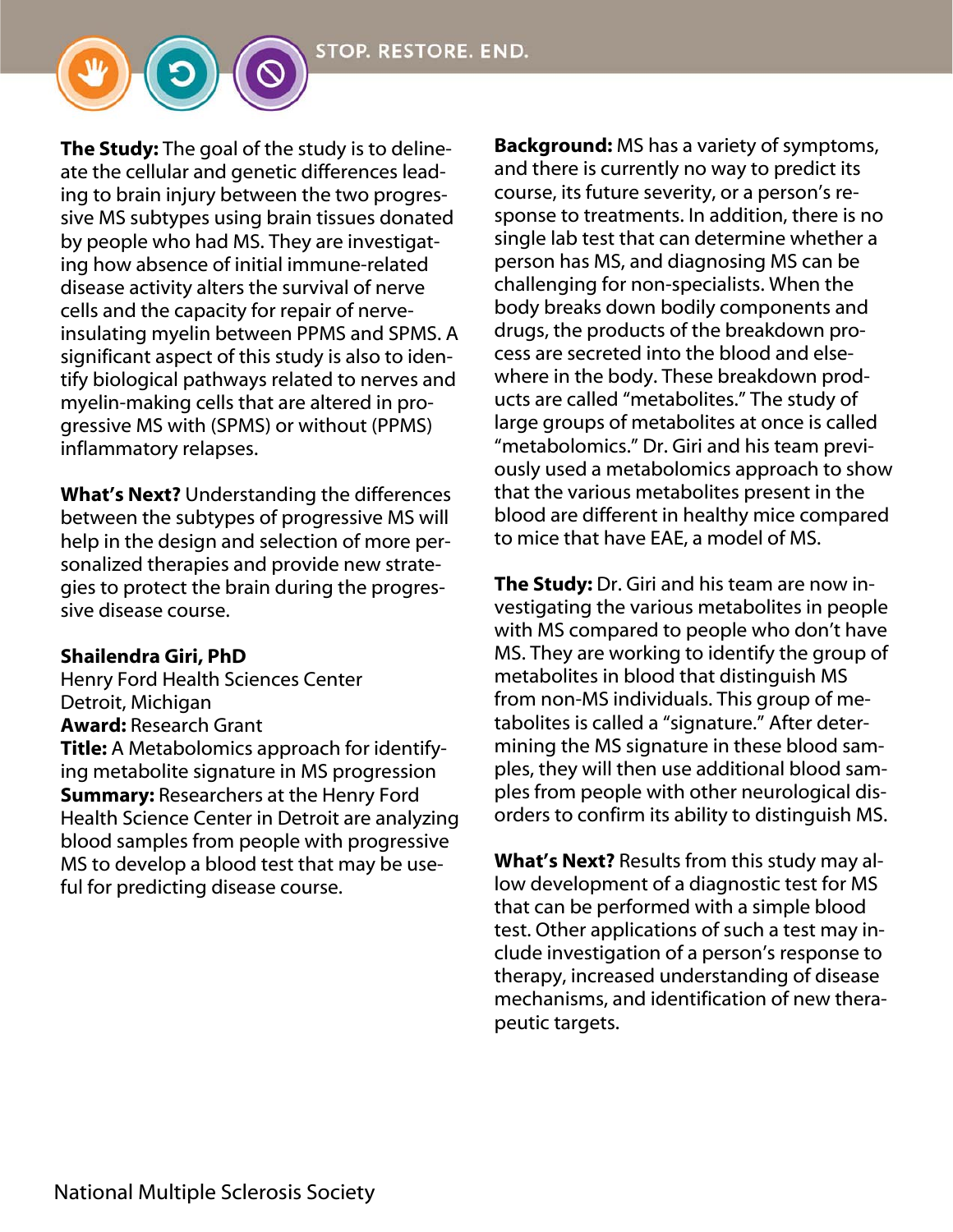**The Study:** The goal of the study is to delineate the cellular and genetic differences leading to brain injury between the two progressive MS subtypes using brain tissues donated by people who had MS. They are investigating how absence of initial immune-related disease activity alters the survival of nerve cells and the capacity for repair of nerve-insulating myelin between PPMS and SPMS. A significant aspect of this study is also to identify biological pathways related to nerves and myelin-making cells that are altered in progressive MS with (SPMS) or without (PPMS) inflammatory relapses.

**What's Next?** Understanding the differences between the subtypes of progressive MS will help in the design and selection of more personalized therapies and provide new strategies to protect the brain during the progressive disease course.

**Shailendra Giri, PhD**
Henry Ford Health Sciences Center
Detroit, Michigan
**Award:** Research Grant
**Title:** A Metabolomics approach for identifying metabolite signature in MS progression
**Summary:** Researchers at the Henry Ford Health Science Center in Detroit are analyzing blood samples from people with progressive MS to develop a blood test that may be useful for predicting disease course.

**Background:** MS has a variety of symptoms, and there is currently no way to predict its course, its future severity, or a person's response to treatments. In addition, there is no single lab test that can determine whether a person has MS, and diagnosing MS can be challenging for non-specialists. When the body breaks down bodily components and drugs, the products of the breakdown process are secreted into the blood and elsewhere in the body. These breakdown products are called "metabolites." The study of large groups of metabolites at once is called "metabolomics." Dr. Giri and his team previously used a metabolomics approach to show that the various metabolites present in the blood are different in healthy mice compared to mice that have EAE, a model of MS.

**The Study:** Dr. Giri and his team are now investigating the various metabolites in people with MS compared to people who don't have MS. They are working to identify the group of metabolites in blood that distinguish MS from non-MS individuals. This group of metabolites is called a "signature." After determining the MS signature in these blood samples, they will then use additional blood samples from people with other neurological disorders to confirm its ability to distinguish MS.

**What's Next?** Results from this study may allow development of a diagnostic test for MS that can be performed with a simple blood test. Other applications of such a test may include investigation of a person's response to therapy, increased understanding of disease mechanisms, and identification of new therapeutic targets.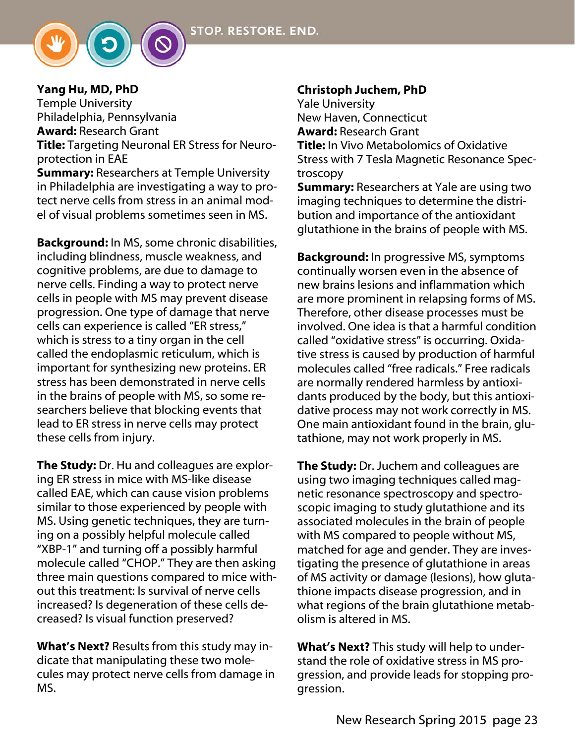**Yang Hu, MD, PhD**
Temple University
Philadelphia, Pennsylvania
**Award:** Research Grant
**Title:** Targeting Neuronal ER Stress for Neuroprotection in EAE
**Summary:** Researchers at Temple University in Philadelphia are investigating a way to protect nerve cells from stress in an animal model of visual problems sometimes seen in MS.

**Background:** In MS, some chronic disabilities, including blindness, muscle weakness, and cognitive problems, are due to damage to nerve cells. Finding a way to protect nerve cells in people with MS may prevent disease progression. One type of damage that nerve cells can experience is called "ER stress," which is stress to a tiny organ in the cell called the endoplasmic reticulum, which is important for synthesizing new proteins. ER stress has been demonstrated in nerve cells in the brains of people with MS, so some researchers believe that blocking events that lead to ER stress in nerve cells may protect these cells from injury.

**The Study:** Dr. Hu and colleagues are exploring ER stress in mice with MS-like disease called EAE, which can cause vision problems similar to those experienced by people with MS. Using genetic techniques, they are turning on a possibly helpful molecule called "XBP-1" and turning off a possibly harmful molecule called "CHOP." They are then asking three main questions compared to mice without this treatment: Is survival of nerve cells increased? Is degeneration of these cells decreased? Is visual function preserved?

**What's Next?** Results from this study may indicate that manipulating these two molecules may protect nerve cells from damage in MS.

**Christoph Juchem, PhD**
Yale University
New Haven, Connecticut
**Award:** Research Grant
**Title:** In Vivo Metabolomics of Oxidative Stress with 7 Tesla Magnetic Resonance Spectroscopy
**Summary:** Researchers at Yale are using two imaging techniques to determine the distribution and importance of the antioxidant glutathione in the brains of people with MS.

**Background:** In progressive MS, symptoms continually worsen even in the absence of new brains lesions and inflammation which are more prominent in relapsing forms of MS. Therefore, other disease processes must be involved. One idea is that a harmful condition called "oxidative stress" is occurring. Oxidative stress is caused by production of harmful molecules called "free radicals." Free radicals are normally rendered harmless by antioxidants produced by the body, but this antioxidative process may not work correctly in MS. One main antioxidant found in the brain, glutathione, may not work properly in MS.

**The Study:** Dr. Juchem and colleagues are using two imaging techniques called magnetic resonance spectroscopy and spectroscopic imaging to study glutathione and its associated molecules in the brain of people with MS compared to people without MS, matched for age and gender. They are investigating the presence of glutathione in areas of MS activity or damage (lesions), how glutathione impacts disease progression, and in what regions of the brain glutathione metabolism is altered in MS.

**What's Next?** This study will help to understand the role of oxidative stress in MS progression, and provide leads for stopping progression.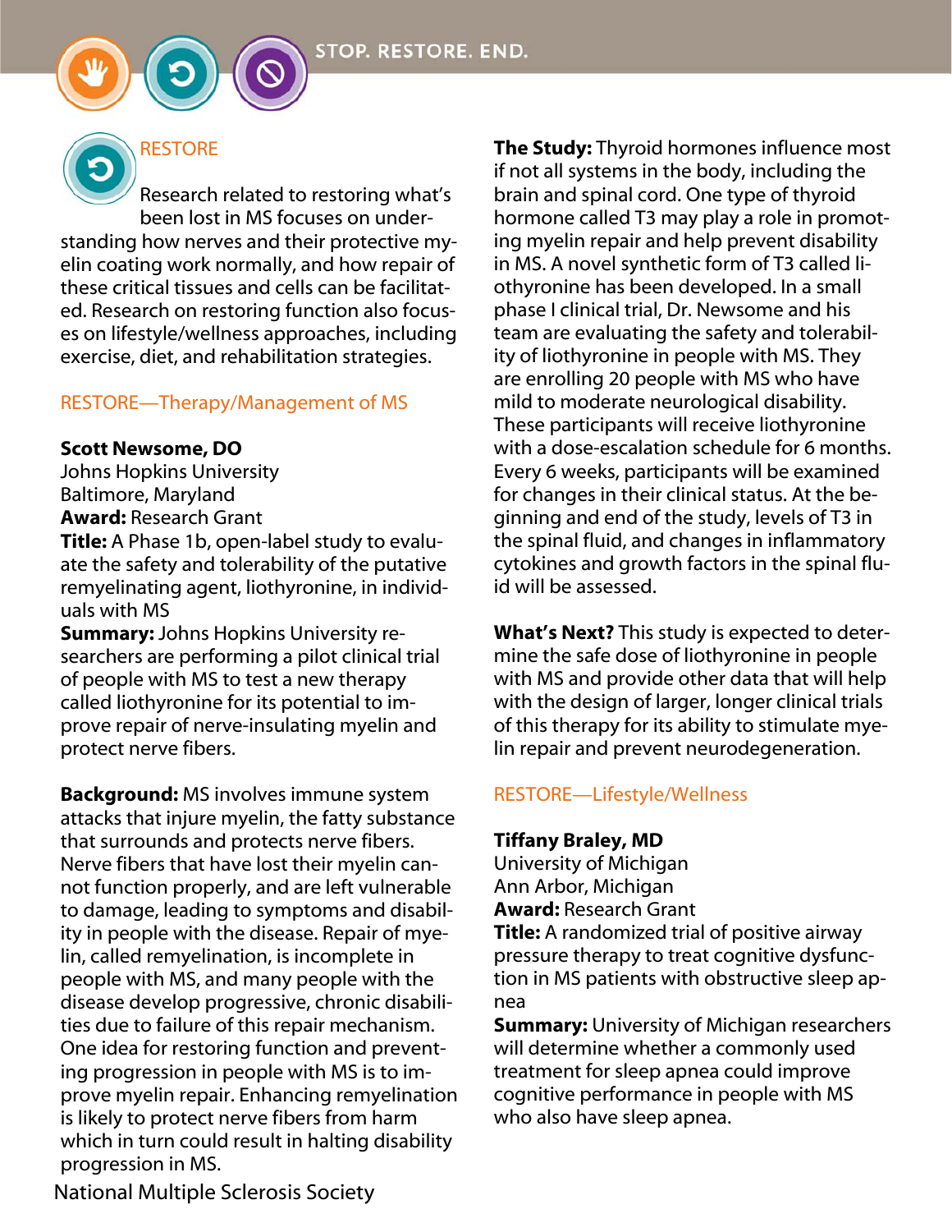STOP. RESTORE. END.

## RESTORE

Research related to restoring what's been lost in MS focuses on understanding how nerves and their protective myelin coating work normally, and how repair of these critical tissues and cells can be facilitated. Research on restoring function also focuses on lifestyle/wellness approaches, including exercise, diet, and rehabilitation strategies.

### RESTORE—Therapy/Management of MS

**Scott Newsome, DO**
Johns Hopkins University
Baltimore, Maryland
**Award:** Research Grant
**Title:** A Phase 1b, open-label study to evaluate the safety and tolerability of the putative remyelinating agent, liothyronine, in individuals with MS
**Summary:** Johns Hopkins University researchers are performing a pilot clinical trial of people with MS to test a new therapy called liothyronine for its potential to improve repair of nerve-insulating myelin and protect nerve fibers.

**Background:** MS involves immune system attacks that injure myelin, the fatty substance that surrounds and protects nerve fibers. Nerve fibers that have lost their myelin cannot function properly, and are left vulnerable to damage, leading to symptoms and disability in people with the disease. Repair of myelin, called remyelination, is incomplete in people with MS, and many people with the disease develop progressive, chronic disabilities due to failure of this repair mechanism. One idea for restoring function and preventing progression in people with MS is to improve myelin repair. Enhancing remyelination is likely to protect nerve fibers from harm which in turn could result in halting disability progression in MS.

**The Study:** Thyroid hormones influence most if not all systems in the body, including the brain and spinal cord. One type of thyroid hormone called T3 may play a role in promoting myelin repair and help prevent disability in MS. A novel synthetic form of T3 called liothyronine has been developed. In a small phase I clinical trial, Dr. Newsome and his team are evaluating the safety and tolerability of liothyronine in people with MS. They are enrolling 20 people with MS who have mild to moderate neurological disability. These participants will receive liothyronine with a dose-escalation schedule for 6 months. Every 6 weeks, participants will be examined for changes in their clinical status. At the beginning and end of the study, levels of T3 in the spinal fluid, and changes in inflammatory cytokines and growth factors in the spinal fluid will be assessed.

**What's Next?** This study is expected to determine the safe dose of liothyronine in people with MS and provide other data that will help with the design of larger, longer clinical trials of this therapy for its ability to stimulate myelin repair and prevent neurodegeneration.

### RESTORE—Lifestyle/Wellness

**Tiffany Braley, MD**
University of Michigan
Ann Arbor, Michigan
**Award:** Research Grant
**Title:** A randomized trial of positive airway pressure therapy to treat cognitive dysfunction in MS patients with obstructive sleep apnea
**Summary:** University of Michigan researchers will determine whether a commonly used treatment for sleep apnea could improve cognitive performance in people with MS who also have sleep apnea.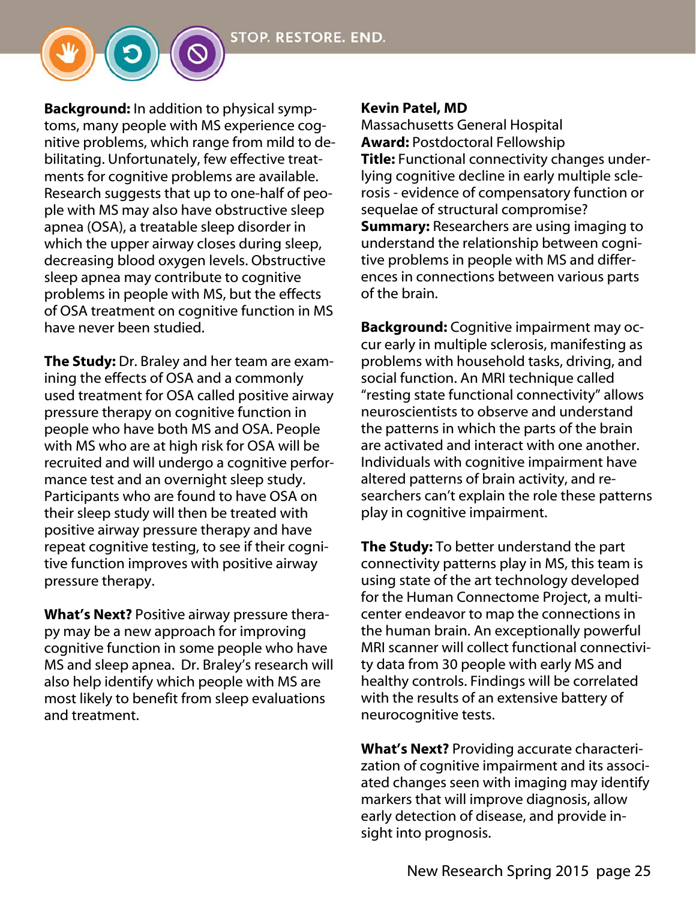**Background:** In addition to physical symptoms, many people with MS experience cognitive problems, which range from mild to debilitating. Unfortunately, few effective treatments for cognitive problems are available. Research suggests that up to one-half of people with MS may also have obstructive sleep apnea (OSA), a treatable sleep disorder in which the upper airway closes during sleep, decreasing blood oxygen levels. Obstructive sleep apnea may contribute to cognitive problems in people with MS, but the effects of OSA treatment on cognitive function in MS have never been studied.

**The Study:** Dr. Braley and her team are examining the effects of OSA and a commonly used treatment for OSA called positive airway pressure therapy on cognitive function in people who have both MS and OSA. People with MS who are at high risk for OSA will be recruited and will undergo a cognitive performance test and an overnight sleep study. Participants who are found to have OSA on their sleep study will then be treated with positive airway pressure therapy and have repeat cognitive testing, to see if their cognitive function improves with positive airway pressure therapy.

**What's Next?** Positive airway pressure therapy may be a new approach for improving cognitive function in some people who have MS and sleep apnea. Dr. Braley's research will also help identify which people with MS are most likely to benefit from sleep evaluations and treatment.

**Kevin Patel, MD**
Massachusetts General Hospital
**Award:** Postdoctoral Fellowship
**Title:** Functional connectivity changes underlying cognitive decline in early multiple sclerosis - evidence of compensatory function or sequelae of structural compromise?
**Summary:** Researchers are using imaging to understand the relationship between cognitive problems in people with MS and differences in connections between various parts of the brain.

**Background:** Cognitive impairment may occur early in multiple sclerosis, manifesting as problems with household tasks, driving, and social function. An MRI technique called "resting state functional connectivity" allows neuroscientists to observe and understand the patterns in which the parts of the brain are activated and interact with one another. Individuals with cognitive impairment have altered patterns of brain activity, and researchers can't explain the role these patterns play in cognitive impairment.

**The Study:** To better understand the part connectivity patterns play in MS, this team is using state of the art technology developed for the Human Connectome Project, a multi-center endeavor to map the connections in the human brain. An exceptionally powerful MRI scanner will collect functional connectivity data from 30 people with early MS and healthy controls. Findings will be correlated with the results of an extensive battery of neurocognitive tests.

**What's Next?** Providing accurate characterization of cognitive impairment and its associated changes seen with imaging may identify markers that will improve diagnosis, allow early detection of disease, and provide insight into prognosis.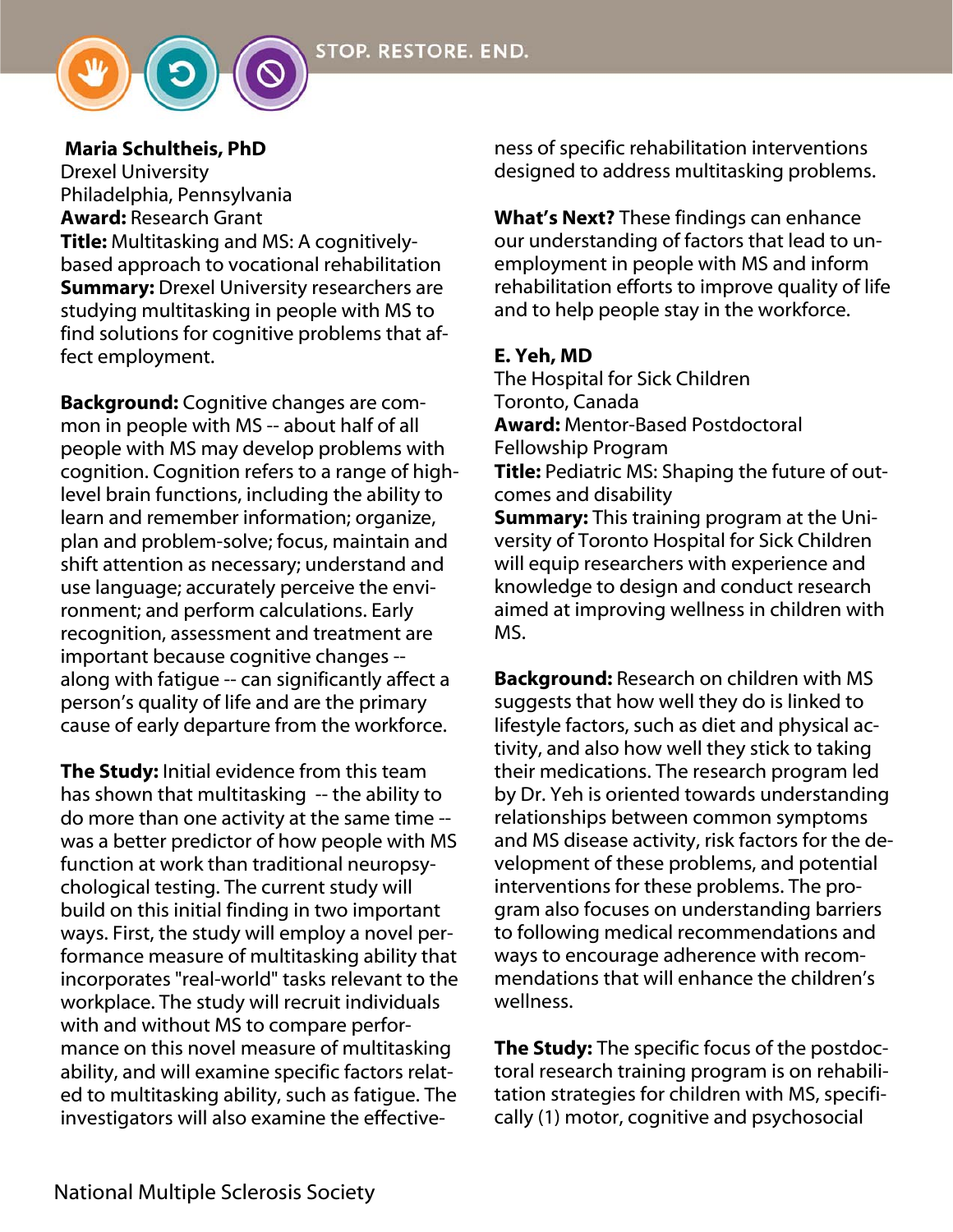**Maria Schultheis, PhD**
Drexel University
Philadelphia, Pennsylvania
**Award:** Research Grant
**Title:** Multitasking and MS: A cognitively-based approach to vocational rehabilitation
**Summary:** Drexel University researchers are studying multitasking in people with MS to find solutions for cognitive problems that affect employment.

**Background:** Cognitive changes are common in people with MS -- about half of all people with MS may develop problems with cognition. Cognition refers to a range of high-level brain functions, including the ability to learn and remember information; organize, plan and problem-solve; focus, maintain and shift attention as necessary; understand and use language; accurately perceive the environment; and perform calculations. Early recognition, assessment and treatment are important because cognitive changes -- along with fatigue -- can significantly affect a person's quality of life and are the primary cause of early departure from the workforce.

**The Study:** Initial evidence from this team has shown that multitasking -- the ability to do more than one activity at the same time -- was a better predictor of how people with MS function at work than traditional neuropsychological testing. The current study will build on this initial finding in two important ways. First, the study will employ a novel performance measure of multitasking ability that incorporates "real-world" tasks relevant to the workplace. The study will recruit individuals with and without MS to compare performance on this novel measure of multitasking ability, and will examine specific factors related to multitasking ability, such as fatigue. The investigators will also examine the effectiveness of specific rehabilitation interventions designed to address multitasking problems.

**What's Next?** These findings can enhance our understanding of factors that lead to unemployment in people with MS and inform rehabilitation efforts to improve quality of life and to help people stay in the workforce.

**E. Yeh, MD**
The Hospital for Sick Children
Toronto, Canada
**Award:** Mentor-Based Postdoctoral Fellowship Program
**Title:** Pediatric MS: Shaping the future of outcomes and disability
**Summary:** This training program at the University of Toronto Hospital for Sick Children will equip researchers with experience and knowledge to design and conduct research aimed at improving wellness in children with MS.

**Background:** Research on children with MS suggests that how well they do is linked to lifestyle factors, such as diet and physical activity, and also how well they stick to taking their medications. The research program led by Dr. Yeh is oriented towards understanding relationships between common symptoms and MS disease activity, risk factors for the development of these problems, and potential interventions for these problems. The program also focuses on understanding barriers to following medical recommendations and ways to encourage adherence with recommendations that will enhance the children's wellness.

**The Study:** The specific focus of the postdoctoral research training program is on rehabilitation strategies for children with MS, specifically (1) motor, cognitive and psychosocial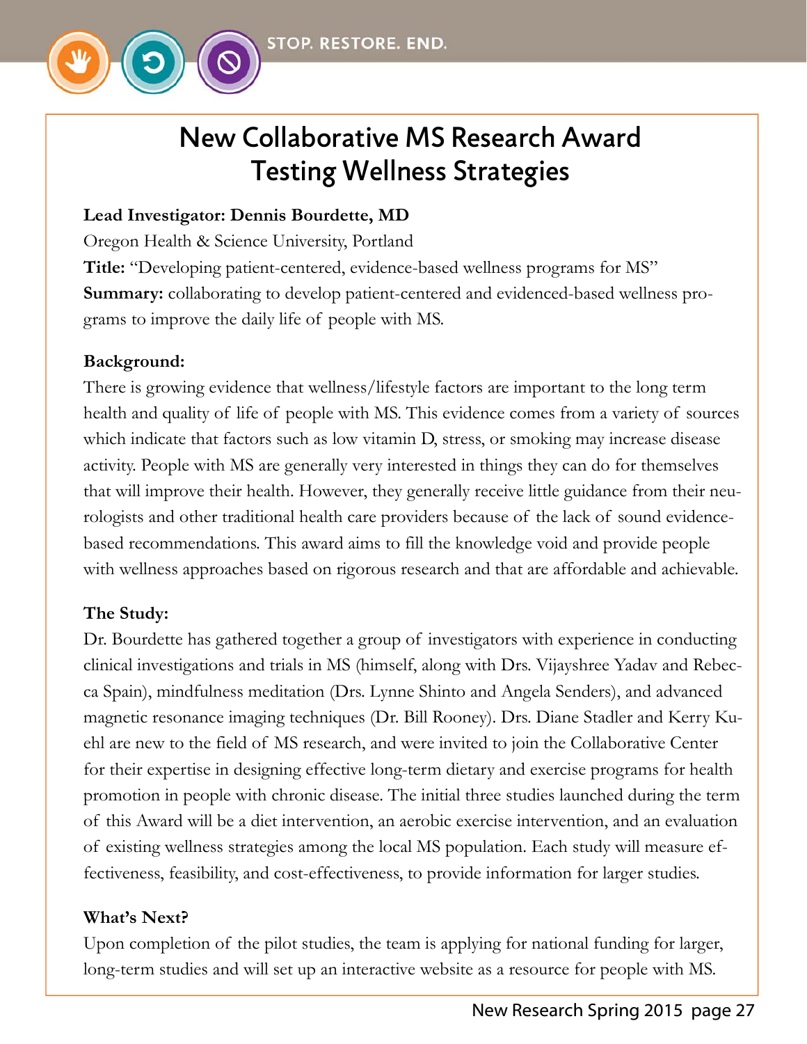# New Collaborative MS Research Award Testing Wellness Strategies

**Lead Investigator: Dennis Bourdette, MD**

Oregon Health & Science University, Portland

**Title:** "Developing patient-centered, evidence-based wellness programs for MS"

**Summary:** collaborating to develop patient-centered and evidenced-based wellness programs to improve the daily life of people with MS.

**Background:**

There is growing evidence that wellness/lifestyle factors are important to the long term health and quality of life of people with MS. This evidence comes from a variety of sources which indicate that factors such as low vitamin D, stress, or smoking may increase disease activity. People with MS are generally very interested in things they can do for themselves that will improve their health. However, they generally receive little guidance from their neurologists and other traditional health care providers because of the lack of sound evidence-based recommendations. This award aims to fill the knowledge void and provide people with wellness approaches based on rigorous research and that are affordable and achievable.

**The Study:**

Dr. Bourdette has gathered together a group of investigators with experience in conducting clinical investigations and trials in MS (himself, along with Drs. Vijayshree Yadav and Rebecca Spain), mindfulness meditation (Drs. Lynne Shinto and Angela Senders), and advanced magnetic resonance imaging techniques (Dr. Bill Rooney). Drs. Diane Stadler and Kerry Kuehl are new to the field of MS research, and were invited to join the Collaborative Center for their expertise in designing effective long-term dietary and exercise programs for health promotion in people with chronic disease. The initial three studies launched during the term of this Award will be a diet intervention, an aerobic exercise intervention, and an evaluation of existing wellness strategies among the local MS population. Each study will measure effectiveness, feasibility, and cost-effectiveness, to provide information for larger studies.

**What's Next?**

Upon completion of the pilot studies, the team is applying for national funding for larger, long-term studies and will set up an interactive website as a resource for people with MS.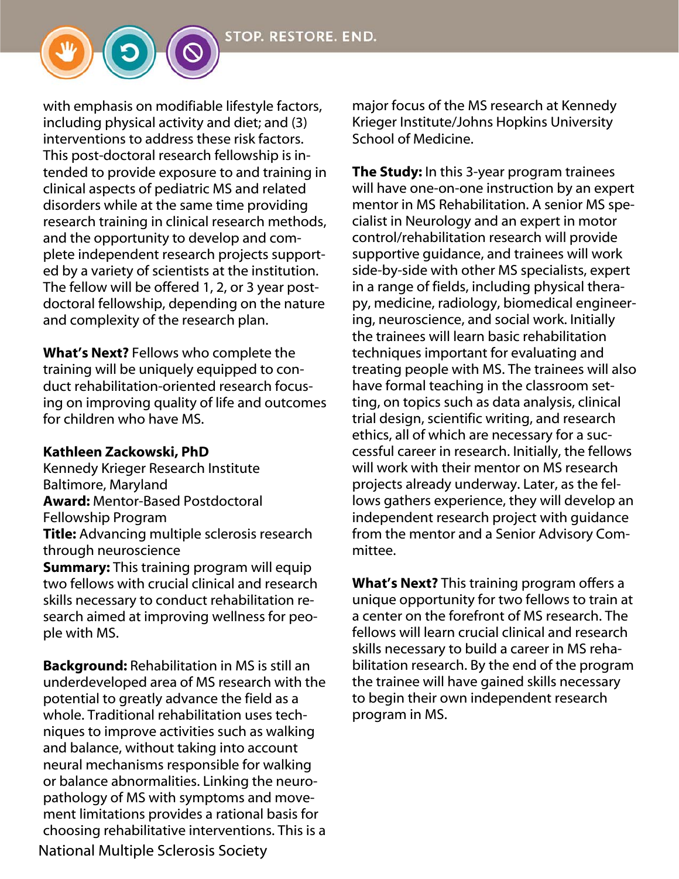with emphasis on modifiable lifestyle factors, including physical activity and diet; and (3) interventions to address these risk factors. This post-doctoral research fellowship is intended to provide exposure to and training in clinical aspects of pediatric MS and related disorders while at the same time providing research training in clinical research methods, and the opportunity to develop and complete independent research projects supported by a variety of scientists at the institution. The fellow will be offered 1, 2, or 3 year post-doctoral fellowship, depending on the nature and complexity of the research plan.

**What's Next?** Fellows who complete the training will be uniquely equipped to conduct rehabilitation-oriented research focusing on improving quality of life and outcomes for children who have MS.

**Kathleen Zackowski, PhD**
Kennedy Krieger Research Institute
Baltimore, Maryland
**Award:** Mentor-Based Postdoctoral Fellowship Program
**Title:** Advancing multiple sclerosis research through neuroscience
**Summary:** This training program will equip two fellows with crucial clinical and research skills necessary to conduct rehabilitation research aimed at improving wellness for people with MS.

**Background:** Rehabilitation in MS is still an underdeveloped area of MS research with the potential to greatly advance the field as a whole. Traditional rehabilitation uses techniques to improve activities such as walking and balance, without taking into account neural mechanisms responsible for walking or balance abnormalities. Linking the neuropathology of MS with symptoms and movement limitations provides a rational basis for choosing rehabilitative interventions. This is a major focus of the MS research at Kennedy Krieger Institute/Johns Hopkins University School of Medicine.

**The Study:** In this 3-year program trainees will have one-on-one instruction by an expert mentor in MS Rehabilitation. A senior MS specialist in Neurology and an expert in motor control/rehabilitation research will provide supportive guidance, and trainees will work side-by-side with other MS specialists, expert in a range of fields, including physical therapy, medicine, radiology, biomedical engineering, neuroscience, and social work. Initially the trainees will learn basic rehabilitation techniques important for evaluating and treating people with MS. The trainees will also have formal teaching in the classroom setting, on topics such as data analysis, clinical trial design, scientific writing, and research ethics, all of which are necessary for a successful career in research. Initially, the fellows will work with their mentor on MS research projects already underway. Later, as the fellows gathers experience, they will develop an independent research project with guidance from the mentor and a Senior Advisory Committee.

**What's Next?** This training program offers a unique opportunity for two fellows to train at a center on the forefront of MS research. The fellows will learn crucial clinical and research skills necessary to build a career in MS rehabilitation research. By the end of the program the trainee will have gained skills necessary to begin their own independent research program in MS.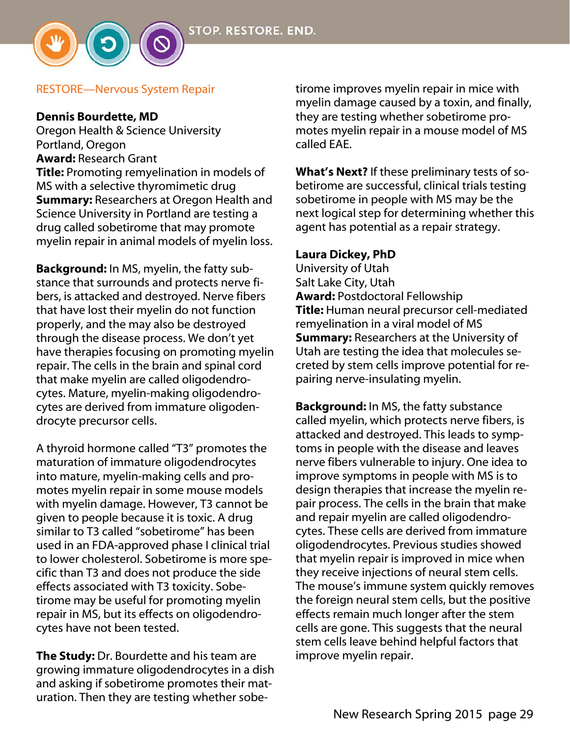## RESTORE—Nervous System Repair

**Dennis Bourdette, MD**
Oregon Health & Science University
Portland, Oregon
**Award:** Research Grant
**Title:** Promoting remyelination in models of MS with a selective thyromimetic drug
**Summary:** Researchers at Oregon Health and Science University in Portland are testing a drug called sobetirome that may promote myelin repair in animal models of myelin loss.

**Background:** In MS, myelin, the fatty substance that surrounds and protects nerve fibers, is attacked and destroyed. Nerve fibers that have lost their myelin do not function properly, and the may also be destroyed through the disease process. We don't yet have therapies focusing on promoting myelin repair. The cells in the brain and spinal cord that make myelin are called oligodendrocytes. Mature, myelin-making oligodendrocytes are derived from immature oligodendrocyte precursor cells.

A thyroid hormone called "T3" promotes the maturation of immature oligodendrocytes into mature, myelin-making cells and promotes myelin repair in some mouse models with myelin damage. However, T3 cannot be given to people because it is toxic. A drug similar to T3 called "sobetirome" has been used in an FDA-approved phase I clinical trial to lower cholesterol. Sobetirome is more specific than T3 and does not produce the side effects associated with T3 toxicity. Sobetirome may be useful for promoting myelin repair in MS, but its effects on oligodendrocytes have not been tested.

**The Study:** Dr. Bourdette and his team are growing immature oligodendrocytes in a dish and asking if sobetirome promotes their maturation. Then they are testing whether sobetirome improves myelin repair in mice with myelin damage caused by a toxin, and finally, they are testing whether sobetirome promotes myelin repair in a mouse model of MS called EAE.

**What's Next?** If these preliminary tests of sobetirome are successful, clinical trials testing sobetirome in people with MS may be the next logical step for determining whether this agent has potential as a repair strategy.

**Laura Dickey, PhD**
University of Utah
Salt Lake City, Utah
**Award:** Postdoctoral Fellowship
**Title:** Human neural precursor cell-mediated remyelination in a viral model of MS
**Summary:** Researchers at the University of Utah are testing the idea that molecules secreted by stem cells improve potential for repairing nerve-insulating myelin.

**Background:** In MS, the fatty substance called myelin, which protects nerve fibers, is attacked and destroyed. This leads to symptoms in people with the disease and leaves nerve fibers vulnerable to injury. One idea to improve symptoms in people with MS is to design therapies that increase the myelin repair process. The cells in the brain that make and repair myelin are called oligodendrocytes. These cells are derived from immature oligodendrocytes. Previous studies showed that myelin repair is improved in mice when they receive injections of neural stem cells. The mouse's immune system quickly removes the foreign neural stem cells, but the positive effects remain much longer after the stem cells are gone. This suggests that the neural stem cells leave behind helpful factors that improve myelin repair.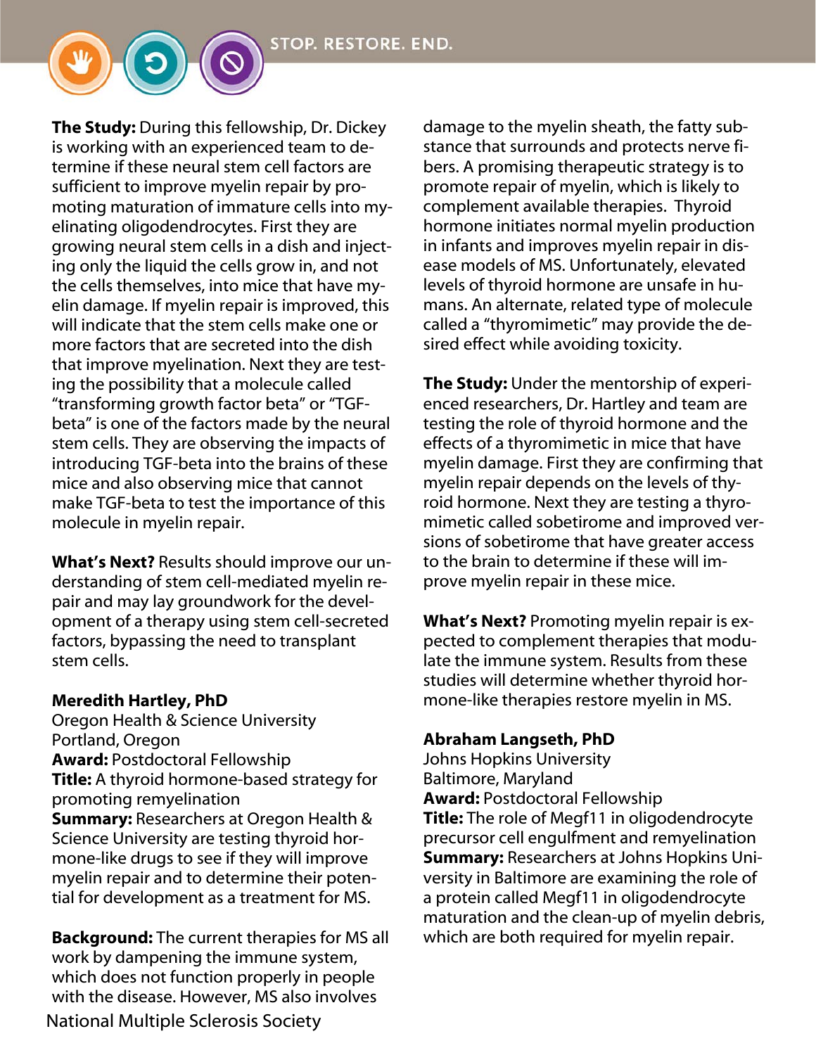**The Study:** During this fellowship, Dr. Dickey is working with an experienced team to determine if these neural stem cell factors are sufficient to improve myelin repair by promoting maturation of immature cells into myelinating oligodendrocytes. First they are growing neural stem cells in a dish and injecting only the liquid the cells grow in, and not the cells themselves, into mice that have myelin damage. If myelin repair is improved, this will indicate that the stem cells make one or more factors that are secreted into the dish that improve myelination. Next they are testing the possibility that a molecule called "transforming growth factor beta" or "TGF-beta" is one of the factors made by the neural stem cells. They are observing the impacts of introducing TGF-beta into the brains of these mice and also observing mice that cannot make TGF-beta to test the importance of this molecule in myelin repair.

**What's Next?** Results should improve our understanding of stem cell-mediated myelin repair and may lay groundwork for the development of a therapy using stem cell-secreted factors, bypassing the need to transplant stem cells.

**Meredith Hartley, PhD**
Oregon Health & Science University
Portland, Oregon
**Award:** Postdoctoral Fellowship
**Title:** A thyroid hormone-based strategy for promoting remyelination
**Summary:** Researchers at Oregon Health & Science University are testing thyroid hormone-like drugs to see if they will improve myelin repair and to determine their potential for development as a treatment for MS.

**Background:** The current therapies for MS all work by dampening the immune system, which does not function properly in people with the disease. However, MS also involves damage to the myelin sheath, the fatty substance that surrounds and protects nerve fibers. A promising therapeutic strategy is to promote repair of myelin, which is likely to complement available therapies. Thyroid hormone initiates normal myelin production in infants and improves myelin repair in disease models of MS. Unfortunately, elevated levels of thyroid hormone are unsafe in humans. An alternate, related type of molecule called a "thyromimetic" may provide the desired effect while avoiding toxicity.

**The Study:** Under the mentorship of experienced researchers, Dr. Hartley and team are testing the role of thyroid hormone and the effects of a thyromimetic in mice that have myelin damage. First they are confirming that myelin repair depends on the levels of thyroid hormone. Next they are testing a thyromimetic called sobetirome and improved versions of sobetirome that have greater access to the brain to determine if these will improve myelin repair in these mice.

**What's Next?** Promoting myelin repair is expected to complement therapies that modulate the immune system. Results from these studies will determine whether thyroid hormone-like therapies restore myelin in MS.

**Abraham Langseth, PhD**
Johns Hopkins University
Baltimore, Maryland
**Award:** Postdoctoral Fellowship
**Title:** The role of Megf11 in oligodendrocyte precursor cell engulfment and remyelination
**Summary:** Researchers at Johns Hopkins University in Baltimore are examining the role of a protein called Megf11 in oligodendrocyte maturation and the clean-up of myelin debris, which are both required for myelin repair.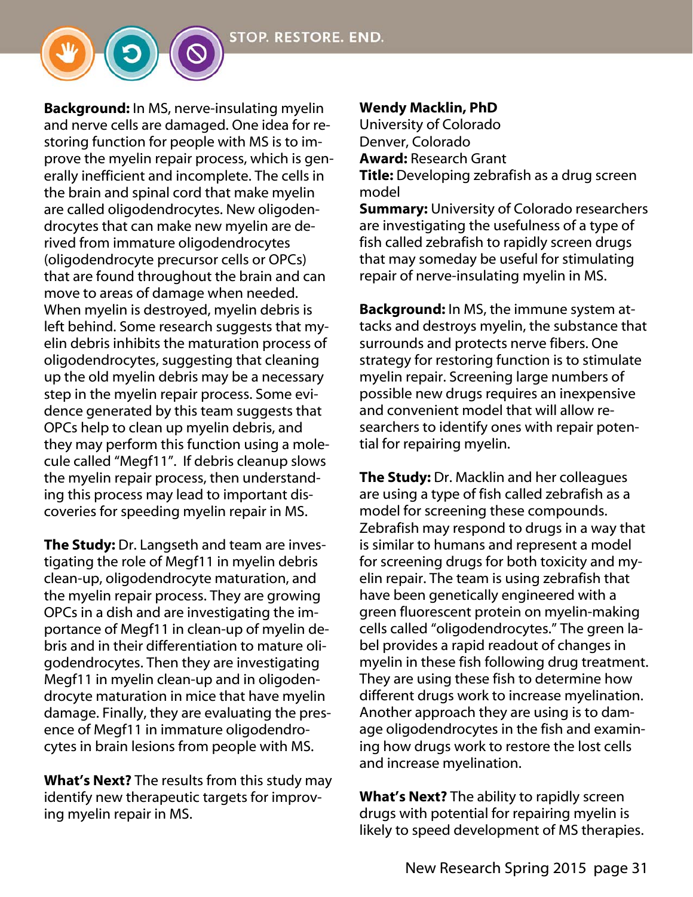**Background:** In MS, nerve-insulating myelin and nerve cells are damaged. One idea for restoring function for people with MS is to improve the myelin repair process, which is generally inefficient and incomplete. The cells in the brain and spinal cord that make myelin are called oligodendrocytes. New oligodendrocytes that can make new myelin are derived from immature oligodendrocytes (oligodendrocyte precursor cells or OPCs) that are found throughout the brain and can move to areas of damage when needed. When myelin is destroyed, myelin debris is left behind. Some research suggests that myelin debris inhibits the maturation process of oligodendrocytes, suggesting that cleaning up the old myelin debris may be a necessary step in the myelin repair process. Some evidence generated by this team suggests that OPCs help to clean up myelin debris, and they may perform this function using a molecule called "Megf11". If debris cleanup slows the myelin repair process, then understanding this process may lead to important discoveries for speeding myelin repair in MS.

**The Study:** Dr. Langseth and team are investigating the role of Megf11 in myelin debris clean-up, oligodendrocyte maturation, and the myelin repair process. They are growing OPCs in a dish and are investigating the importance of Megf11 in clean-up of myelin debris and in their differentiation to mature oligodendrocytes. Then they are investigating Megf11 in myelin clean-up and in oligodendrocyte maturation in mice that have myelin damage. Finally, they are evaluating the presence of Megf11 in immature oligodendrocytes in brain lesions from people with MS.

**What's Next?** The results from this study may identify new therapeutic targets for improving myelin repair in MS.

**Wendy Macklin, PhD**
University of Colorado
Denver, Colorado
**Award:** Research Grant
**Title:** Developing zebrafish as a drug screen model
**Summary:** University of Colorado researchers are investigating the usefulness of a type of fish called zebrafish to rapidly screen drugs that may someday be useful for stimulating repair of nerve-insulating myelin in MS.

**Background:** In MS, the immune system attacks and destroys myelin, the substance that surrounds and protects nerve fibers. One strategy for restoring function is to stimulate myelin repair. Screening large numbers of possible new drugs requires an inexpensive and convenient model that will allow researchers to identify ones with repair potential for repairing myelin.

**The Study:** Dr. Macklin and her colleagues are using a type of fish called zebrafish as a model for screening these compounds. Zebrafish may respond to drugs in a way that is similar to humans and represent a model for screening drugs for both toxicity and myelin repair. The team is using zebrafish that have been genetically engineered with a green fluorescent protein on myelin-making cells called "oligodendrocytes." The green label provides a rapid readout of changes in myelin in these fish following drug treatment. They are using these fish to determine how different drugs work to increase myelination. Another approach they are using is to damage oligodendrocytes in the fish and examining how drugs work to restore the lost cells and increase myelination.

**What's Next?** The ability to rapidly screen drugs with potential for repairing myelin is likely to speed development of MS therapies.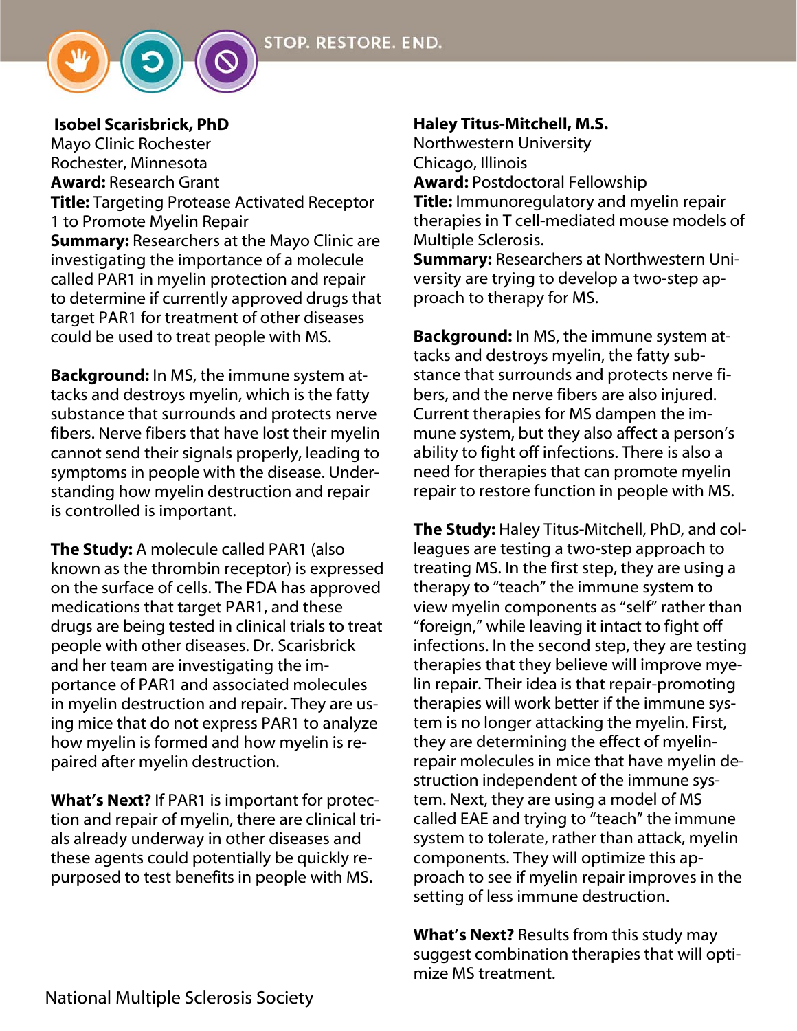**Isobel Scarisbrick, PhD**
Mayo Clinic Rochester
Rochester, Minnesota
**Award:** Research Grant
**Title:** Targeting Protease Activated Receptor 1 to Promote Myelin Repair
**Summary:** Researchers at the Mayo Clinic are investigating the importance of a molecule called PAR1 in myelin protection and repair to determine if currently approved drugs that target PAR1 for treatment of other diseases could be used to treat people with MS.

**Background:** In MS, the immune system attacks and destroys myelin, which is the fatty substance that surrounds and protects nerve fibers. Nerve fibers that have lost their myelin cannot send their signals properly, leading to symptoms in people with the disease. Understanding how myelin destruction and repair is controlled is important.

**The Study:** A molecule called PAR1 (also known as the thrombin receptor) is expressed on the surface of cells. The FDA has approved medications that target PAR1, and these drugs are being tested in clinical trials to treat people with other diseases. Dr. Scarisbrick and her team are investigating the importance of PAR1 and associated molecules in myelin destruction and repair. They are using mice that do not express PAR1 to analyze how myelin is formed and how myelin is repaired after myelin destruction.

**What's Next?** If PAR1 is important for protection and repair of myelin, there are clinical trials already underway in other diseases and these agents could potentially be quickly repurposed to test benefits in people with MS.

**Haley Titus-Mitchell, M.S.**
Northwestern University
Chicago, Illinois
**Award:** Postdoctoral Fellowship
**Title:** Immunoregulatory and myelin repair therapies in T cell-mediated mouse models of Multiple Sclerosis.
**Summary:** Researchers at Northwestern University are trying to develop a two-step approach to therapy for MS.

**Background:** In MS, the immune system attacks and destroys myelin, the fatty substance that surrounds and protects nerve fibers, and the nerve fibers are also injured. Current therapies for MS dampen the immune system, but they also affect a person's ability to fight off infections. There is also a need for therapies that can promote myelin repair to restore function in people with MS.

**The Study:** Haley Titus-Mitchell, PhD, and colleagues are testing a two-step approach to treating MS. In the first step, they are using a therapy to "teach" the immune system to view myelin components as "self" rather than "foreign," while leaving it intact to fight off infections. In the second step, they are testing therapies that they believe will improve myelin repair. Their idea is that repair-promoting therapies will work better if the immune system is no longer attacking the myelin. First, they are determining the effect of myelin-repair molecules in mice that have myelin destruction independent of the immune system. Next, they are using a model of MS called EAE and trying to "teach" the immune system to tolerate, rather than attack, myelin components. They will optimize this approach to see if myelin repair improves in the setting of less immune destruction.

**What's Next?** Results from this study may suggest combination therapies that will optimize MS treatment.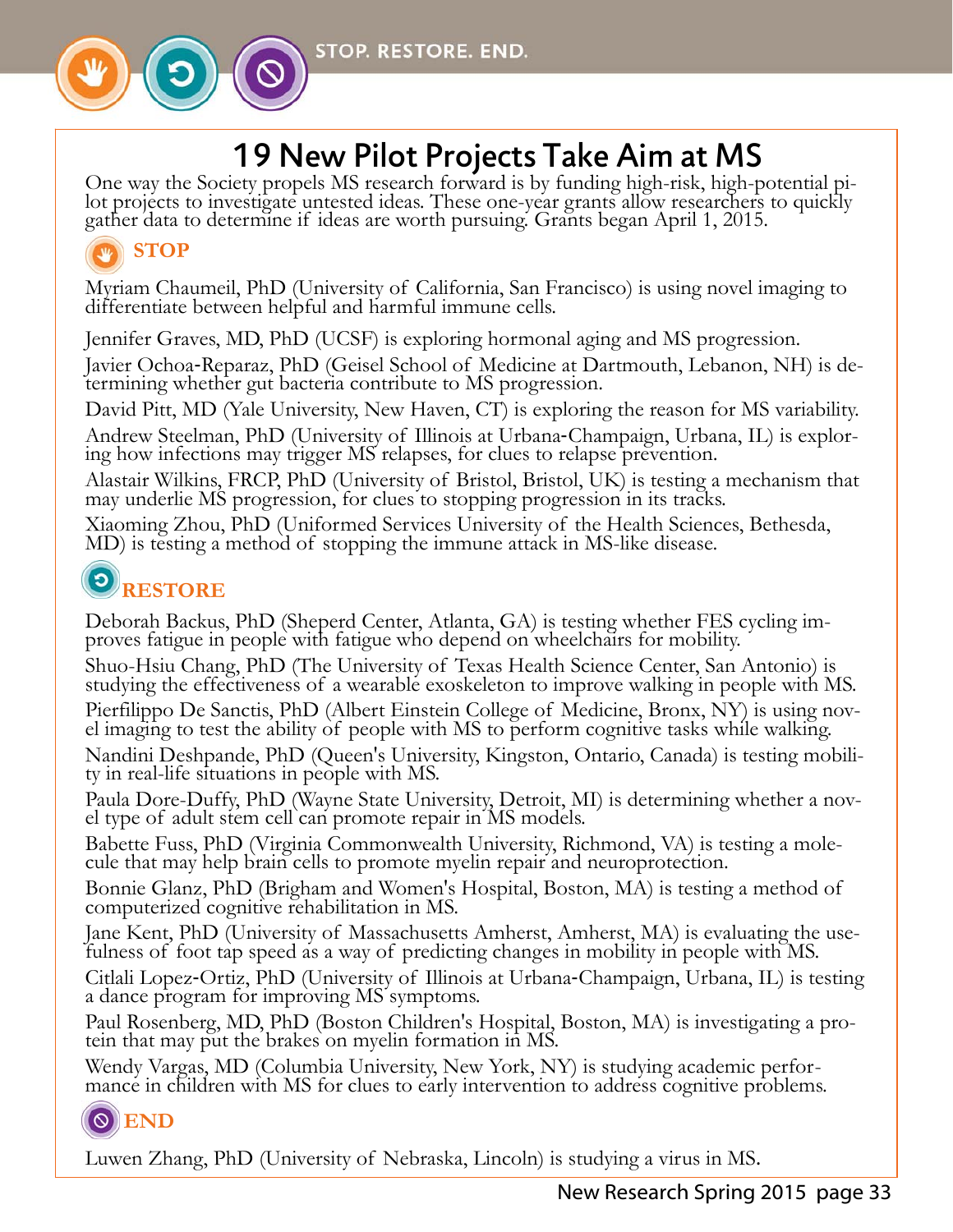# 19 New Pilot Projects Take Aim at MS

One way the Society propels MS research forward is by funding high-risk, high-potential pilot projects to investigate untested ideas. These one-year grants allow researchers to quickly gather data to determine if ideas are worth pursuing. Grants began April 1, 2015.

## STOP

Myriam Chaumeil, PhD (University of California, San Francisco) is using novel imaging to differentiate between helpful and harmful immune cells.

Jennifer Graves, MD, PhD (UCSF) is exploring hormonal aging and MS progression.

Javier Ochoa-Reparaz, PhD (Geisel School of Medicine at Dartmouth, Lebanon, NH) is determining whether gut bacteria contribute to MS progression.

David Pitt, MD (Yale University, New Haven, CT) is exploring the reason for MS variability.

Andrew Steelman, PhD (University of Illinois at Urbana-Champaign, Urbana, IL) is exploring how infections may trigger MS relapses, for clues to relapse prevention.

Alastair Wilkins, FRCP, PhD (University of Bristol, Bristol, UK) is testing a mechanism that may underlie MS progression, for clues to stopping progression in its tracks.

Xiaoming Zhou, PhD (Uniformed Services University of the Health Sciences, Bethesda, MD) is testing a method of stopping the immune attack in MS-like disease.

## RESTORE

Deborah Backus, PhD (Sheperd Center, Atlanta, GA) is testing whether FES cycling improves fatigue in people with fatigue who depend on wheelchairs for mobility.

Shuo-Hsiu Chang, PhD (The University of Texas Health Science Center, San Antonio) is studying the effectiveness of a wearable exoskeleton to improve walking in people with MS.

Pierfilippo De Sanctis, PhD (Albert Einstein College of Medicine, Bronx, NY) is using novel imaging to test the ability of people with MS to perform cognitive tasks while walking.

Nandini Deshpande, PhD (Queen's University, Kingston, Ontario, Canada) is testing mobility in real-life situations in people with MS.

Paula Dore-Duffy, PhD (Wayne State University, Detroit, MI) is determining whether a novel type of adult stem cell can promote repair in MS models.

Babette Fuss, PhD (Virginia Commonwealth University, Richmond, VA) is testing a molecule that may help brain cells to promote myelin repair and neuroprotection.

Bonnie Glanz, PhD (Brigham and Women's Hospital, Boston, MA) is testing a method of computerized cognitive rehabilitation in MS.

Jane Kent, PhD (University of Massachusetts Amherst, Amherst, MA) is evaluating the usefulness of foot tap speed as a way of predicting changes in mobility in people with MS.

Citlali Lopez-Ortiz, PhD (University of Illinois at Urbana-Champaign, Urbana, IL) is testing a dance program for improving MS symptoms.

Paul Rosenberg, MD, PhD (Boston Children's Hospital, Boston, MA) is investigating a protein that may put the brakes on myelin formation in MS.

Wendy Vargas, MD (Columbia University, New York, NY) is studying academic performance in children with MS for clues to early intervention to address cognitive problems.

## END

Luwen Zhang, PhD (University of Nebraska, Lincoln) is studying a virus in MS.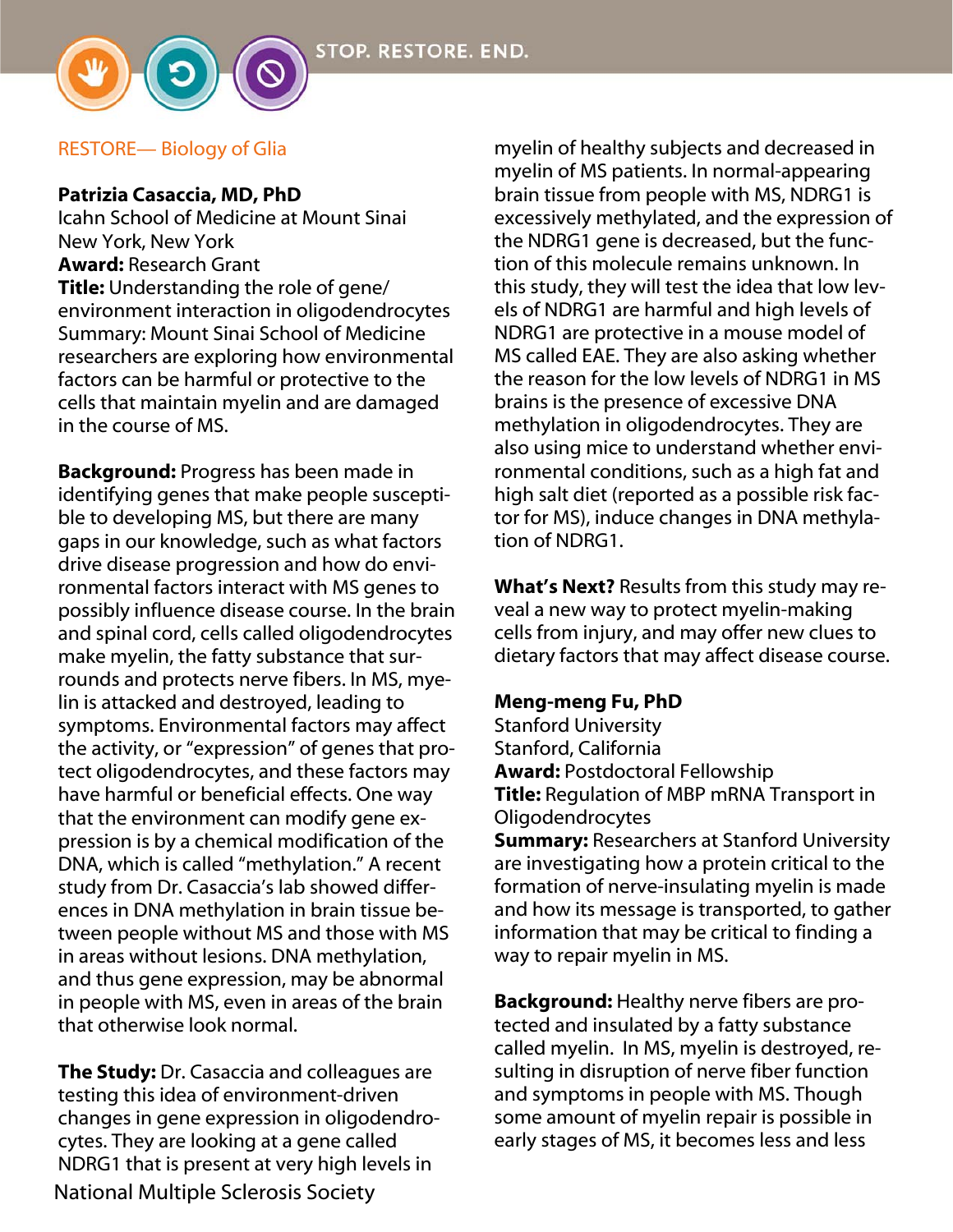RESTORE— Biology of Glia

**Patrizia Casaccia, MD, PhD**
Icahn School of Medicine at Mount Sinai
New York, New York
**Award:** Research Grant
**Title:** Understanding the role of gene/environment interaction in oligodendrocytes
Summary: Mount Sinai School of Medicine researchers are exploring how environmental factors can be harmful or protective to the cells that maintain myelin and are damaged in the course of MS.

**Background:** Progress has been made in identifying genes that make people susceptible to developing MS, but there are many gaps in our knowledge, such as what factors drive disease progression and how do environmental factors interact with MS genes to possibly influence disease course. In the brain and spinal cord, cells called oligodendrocytes make myelin, the fatty substance that surrounds and protects nerve fibers. In MS, myelin is attacked and destroyed, leading to symptoms. Environmental factors may affect the activity, or "expression" of genes that protect oligodendrocytes, and these factors may have harmful or beneficial effects. One way that the environment can modify gene expression is by a chemical modification of the DNA, which is called "methylation." A recent study from Dr. Casaccia's lab showed differences in DNA methylation in brain tissue between people without MS and those with MS in areas without lesions. DNA methylation, and thus gene expression, may be abnormal in people with MS, even in areas of the brain that otherwise look normal.

**The Study:** Dr. Casaccia and colleagues are testing this idea of environment-driven changes in gene expression in oligodendrocytes. They are looking at a gene called NDRG1 that is present at very high levels in myelin of healthy subjects and decreased in myelin of MS patients. In normal-appearing brain tissue from people with MS, NDRG1 is excessively methylated, and the expression of the NDRG1 gene is decreased, but the function of this molecule remains unknown. In this study, they will test the idea that low levels of NDRG1 are harmful and high levels of NDRG1 are protective in a mouse model of MS called EAE. They are also asking whether the reason for the low levels of NDRG1 in MS brains is the presence of excessive DNA methylation in oligodendrocytes. They are also using mice to understand whether environmental conditions, such as a high fat and high salt diet (reported as a possible risk factor for MS), induce changes in DNA methylation of NDRG1.

**What's Next?** Results from this study may reveal a new way to protect myelin-making cells from injury, and may offer new clues to dietary factors that may affect disease course.

**Meng-meng Fu, PhD**
Stanford University
Stanford, California
**Award:** Postdoctoral Fellowship
**Title:** Regulation of MBP mRNA Transport in Oligodendrocytes
**Summary:** Researchers at Stanford University are investigating how a protein critical to the formation of nerve-insulating myelin is made and how its message is transported, to gather information that may be critical to finding a way to repair myelin in MS.

**Background:** Healthy nerve fibers are protected and insulated by a fatty substance called myelin. In MS, myelin is destroyed, resulting in disruption of nerve fiber function and symptoms in people with MS. Though some amount of myelin repair is possible in early stages of MS, it becomes less and less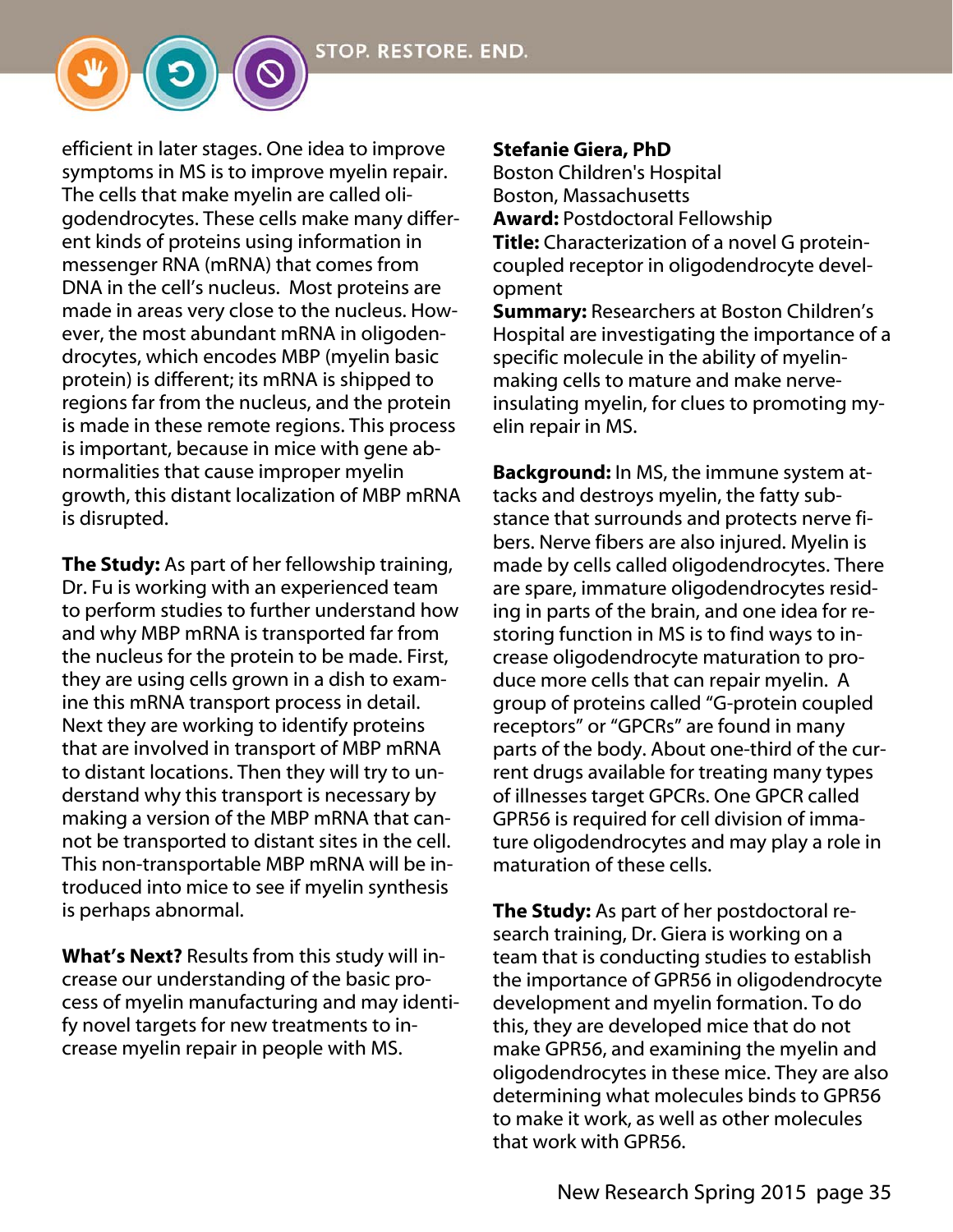efficient in later stages. One idea to improve symptoms in MS is to improve myelin repair. The cells that make myelin are called oligodendrocytes. These cells make many different kinds of proteins using information in messenger RNA (mRNA) that comes from DNA in the cell's nucleus. Most proteins are made in areas very close to the nucleus. However, the most abundant mRNA in oligodendrocytes, which encodes MBP (myelin basic protein) is different; its mRNA is shipped to regions far from the nucleus, and the protein is made in these remote regions. This process is important, because in mice with gene abnormalities that cause improper myelin growth, this distant localization of MBP mRNA is disrupted.

**The Study:** As part of her fellowship training, Dr. Fu is working with an experienced team to perform studies to further understand how and why MBP mRNA is transported far from the nucleus for the protein to be made. First, they are using cells grown in a dish to examine this mRNA transport process in detail. Next they are working to identify proteins that are involved in transport of MBP mRNA to distant locations. Then they will try to understand why this transport is necessary by making a version of the MBP mRNA that cannot be transported to distant sites in the cell. This non-transportable MBP mRNA will be introduced into mice to see if myelin synthesis is perhaps abnormal.

**What's Next?** Results from this study will increase our understanding of the basic process of myelin manufacturing and may identify novel targets for new treatments to increase myelin repair in people with MS.

**Stefanie Giera, PhD**
Boston Children's Hospital
Boston, Massachusetts
**Award:** Postdoctoral Fellowship
**Title:** Characterization of a novel G protein-coupled receptor in oligodendrocyte development
**Summary:** Researchers at Boston Children's Hospital are investigating the importance of a specific molecule in the ability of myelin-making cells to mature and make nerve-insulating myelin, for clues to promoting myelin repair in MS.

**Background:** In MS, the immune system attacks and destroys myelin, the fatty substance that surrounds and protects nerve fibers. Nerve fibers are also injured. Myelin is made by cells called oligodendrocytes. There are spare, immature oligodendrocytes residing in parts of the brain, and one idea for restoring function in MS is to find ways to increase oligodendrocyte maturation to produce more cells that can repair myelin. A group of proteins called "G-protein coupled receptors" or "GPCRs" are found in many parts of the body. About one-third of the current drugs available for treating many types of illnesses target GPCRs. One GPCR called GPR56 is required for cell division of immature oligodendrocytes and may play a role in maturation of these cells.

**The Study:** As part of her postdoctoral research training, Dr. Giera is working on a team that is conducting studies to establish the importance of GPR56 in oligodendrocyte development and myelin formation. To do this, they are developed mice that do not make GPR56, and examining the myelin and oligodendrocytes in these mice. They are also determining what molecules binds to GPR56 to make it work, as well as other molecules that work with GPR56.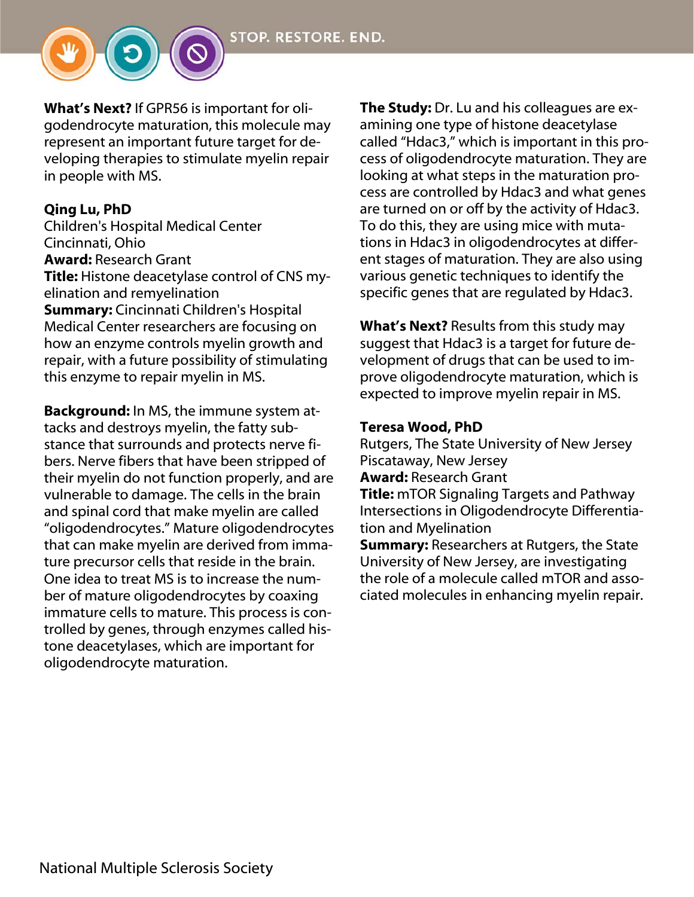**What's Next?** If GPR56 is important for oligodendrocyte maturation, this molecule may represent an important future target for developing therapies to stimulate myelin repair in people with MS.

**Qing Lu, PhD**
Children's Hospital Medical Center
Cincinnati, Ohio
**Award:** Research Grant
**Title:** Histone deacetylase control of CNS myelination and remyelination
**Summary:** Cincinnati Children's Hospital Medical Center researchers are focusing on how an enzyme controls myelin growth and repair, with a future possibility of stimulating this enzyme to repair myelin in MS.

**Background:** In MS, the immune system attacks and destroys myelin, the fatty substance that surrounds and protects nerve fibers. Nerve fibers that have been stripped of their myelin do not function properly, and are vulnerable to damage. The cells in the brain and spinal cord that make myelin are called "oligodendrocytes." Mature oligodendrocytes that can make myelin are derived from immature precursor cells that reside in the brain. One idea to treat MS is to increase the number of mature oligodendrocytes by coaxing immature cells to mature. This process is controlled by genes, through enzymes called histone deacetylases, which are important for oligodendrocyte maturation.

**The Study:** Dr. Lu and his colleagues are examining one type of histone deacetylase called "Hdac3," which is important in this process of oligodendrocyte maturation. They are looking at what steps in the maturation process are controlled by Hdac3 and what genes are turned on or off by the activity of Hdac3. To do this, they are using mice with mutations in Hdac3 in oligodendrocytes at different stages of maturation. They are also using various genetic techniques to identify the specific genes that are regulated by Hdac3.

**What's Next?** Results from this study may suggest that Hdac3 is a target for future development of drugs that can be used to improve oligodendrocyte maturation, which is expected to improve myelin repair in MS.

**Teresa Wood, PhD**
Rutgers, The State University of New Jersey
Piscataway, New Jersey
**Award:** Research Grant
**Title:** mTOR Signaling Targets and Pathway Intersections in Oligodendrocyte Differentiation and Myelination
**Summary:** Researchers at Rutgers, the State University of New Jersey, are investigating the role of a molecule called mTOR and associated molecules in enhancing myelin repair.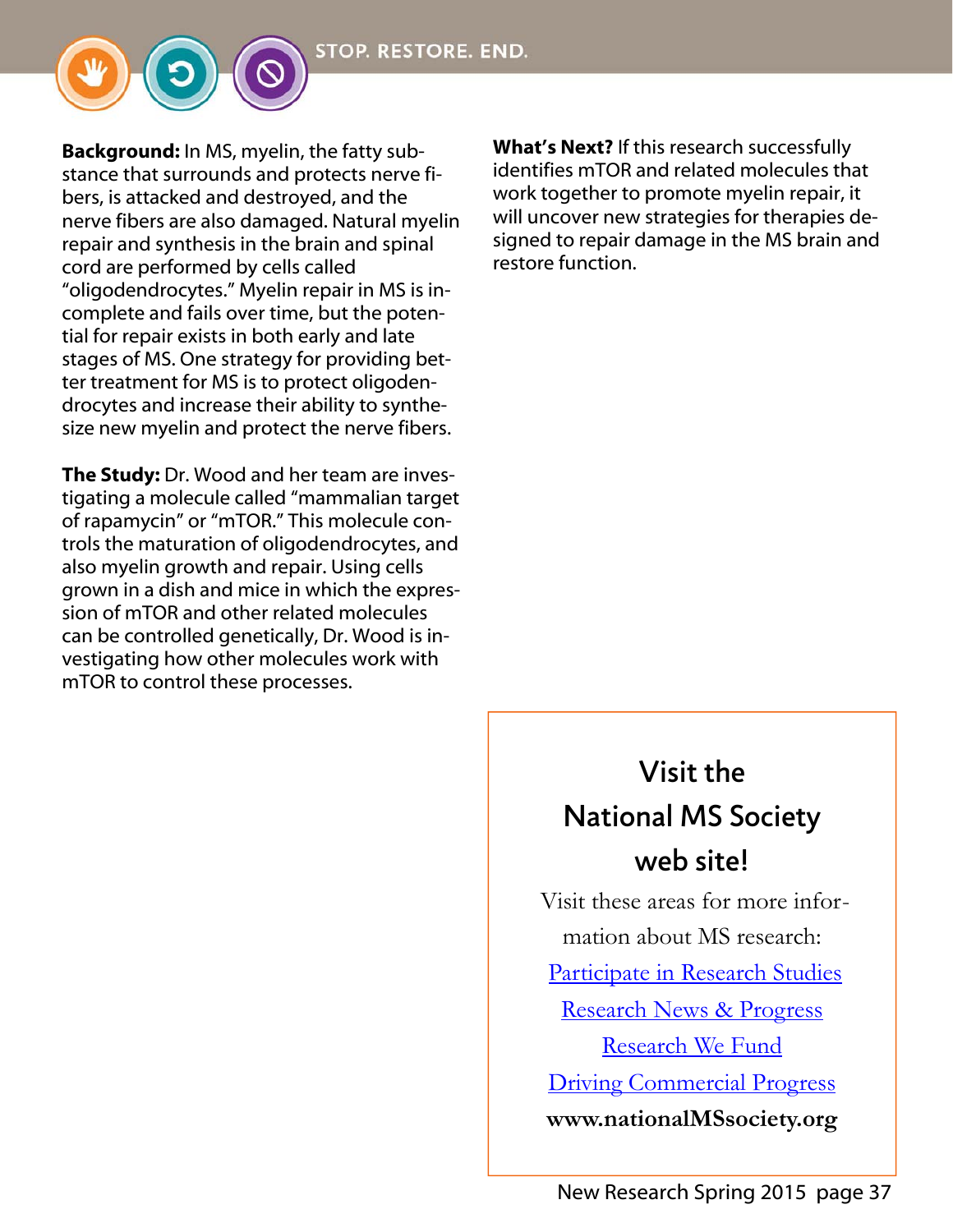**Background:** In MS, myelin, the fatty substance that surrounds and protects nerve fibers, is attacked and destroyed, and the nerve fibers are also damaged. Natural myelin repair and synthesis in the brain and spinal cord are performed by cells called "oligodendrocytes." Myelin repair in MS is incomplete and fails over time, but the potential for repair exists in both early and late stages of MS. One strategy for providing better treatment for MS is to protect oligodendrocytes and increase their ability to synthesize new myelin and protect the nerve fibers.

**The Study:** Dr. Wood and her team are investigating a molecule called "mammalian target of rapamycin" or "mTOR." This molecule controls the maturation of oligodendrocytes, and also myelin growth and repair. Using cells grown in a dish and mice in which the expression of mTOR and other related molecules can be controlled genetically, Dr. Wood is investigating how other molecules work with mTOR to control these processes.

**What's Next?** If this research successfully identifies mTOR and related molecules that work together to promote myelin repair, it will uncover new strategies for therapies designed to repair damage in the MS brain and restore function.

## Visit the National MS Society web site!

Visit these areas for more information about MS research:

Participate in Research Studies

Research News & Progress

Research We Fund

Driving Commercial Progress

**www.nationalMSsociety.org**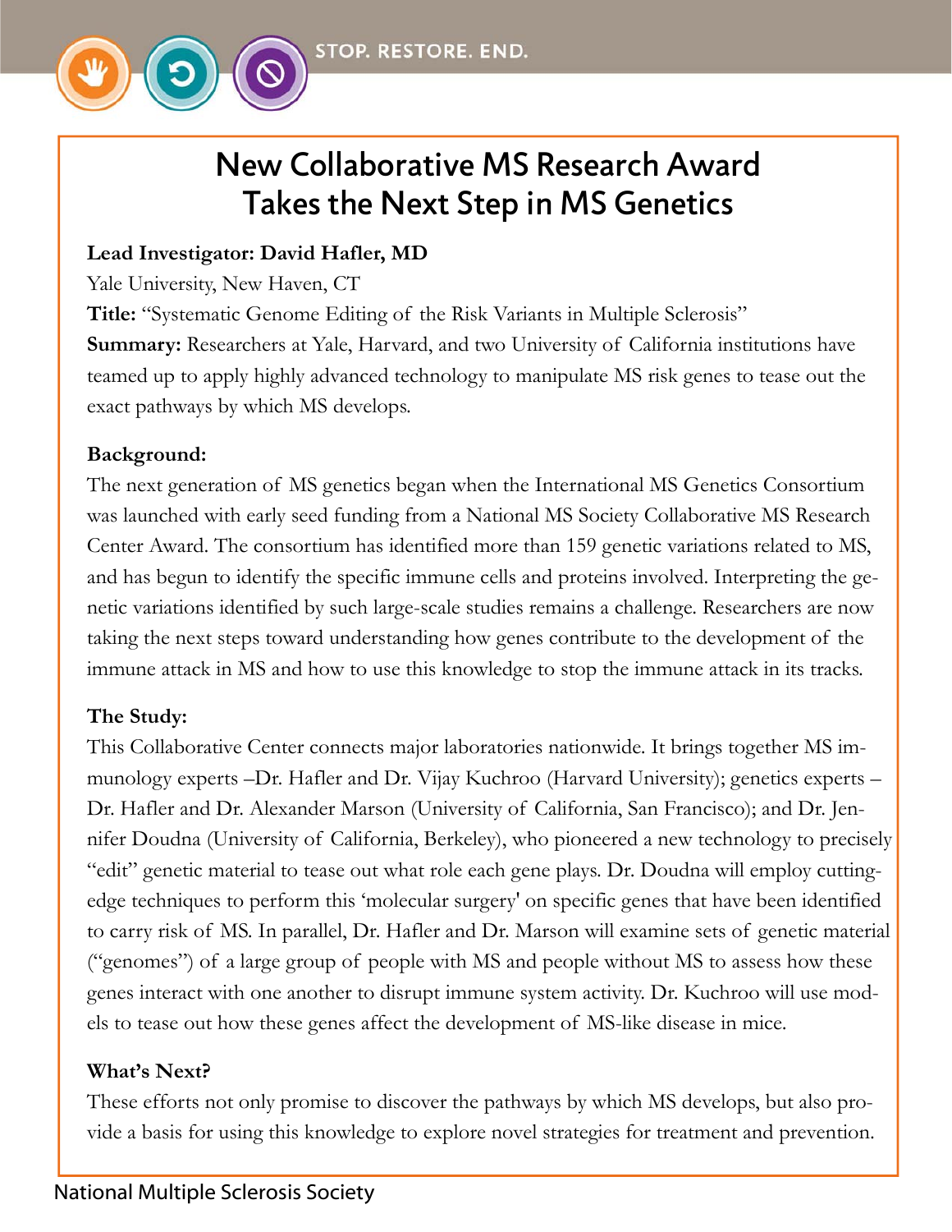# New Collaborative MS Research Award Takes the Next Step in MS Genetics

**Lead Investigator: David Hafler, MD**

Yale University, New Haven, CT

**Title:** "Systematic Genome Editing of the Risk Variants in Multiple Sclerosis"

**Summary:** Researchers at Yale, Harvard, and two University of California institutions have teamed up to apply highly advanced technology to manipulate MS risk genes to tease out the exact pathways by which MS develops.

**Background:**

The next generation of MS genetics began when the International MS Genetics Consortium was launched with early seed funding from a National MS Society Collaborative MS Research Center Award. The consortium has identified more than 159 genetic variations related to MS, and has begun to identify the specific immune cells and proteins involved. Interpreting the genetic variations identified by such large-scale studies remains a challenge. Researchers are now taking the next steps toward understanding how genes contribute to the development of the immune attack in MS and how to use this knowledge to stop the immune attack in its tracks.

**The Study:**

This Collaborative Center connects major laboratories nationwide. It brings together MS immunology experts –Dr. Hafler and Dr. Vijay Kuchroo (Harvard University); genetics experts – Dr. Hafler and Dr. Alexander Marson (University of California, San Francisco); and Dr. Jennifer Doudna (University of California, Berkeley), who pioneered a new technology to precisely "edit" genetic material to tease out what role each gene plays. Dr. Doudna will employ cutting-edge techniques to perform this 'molecular surgery' on specific genes that have been identified to carry risk of MS. In parallel, Dr. Hafler and Dr. Marson will examine sets of genetic material ("genomes") of a large group of people with MS and people without MS to assess how these genes interact with one another to disrupt immune system activity. Dr. Kuchroo will use models to tease out how these genes affect the development of MS-like disease in mice.

**What's Next?**

These efforts not only promise to discover the pathways by which MS develops, but also provide a basis for using this knowledge to explore novel strategies for treatment and prevention.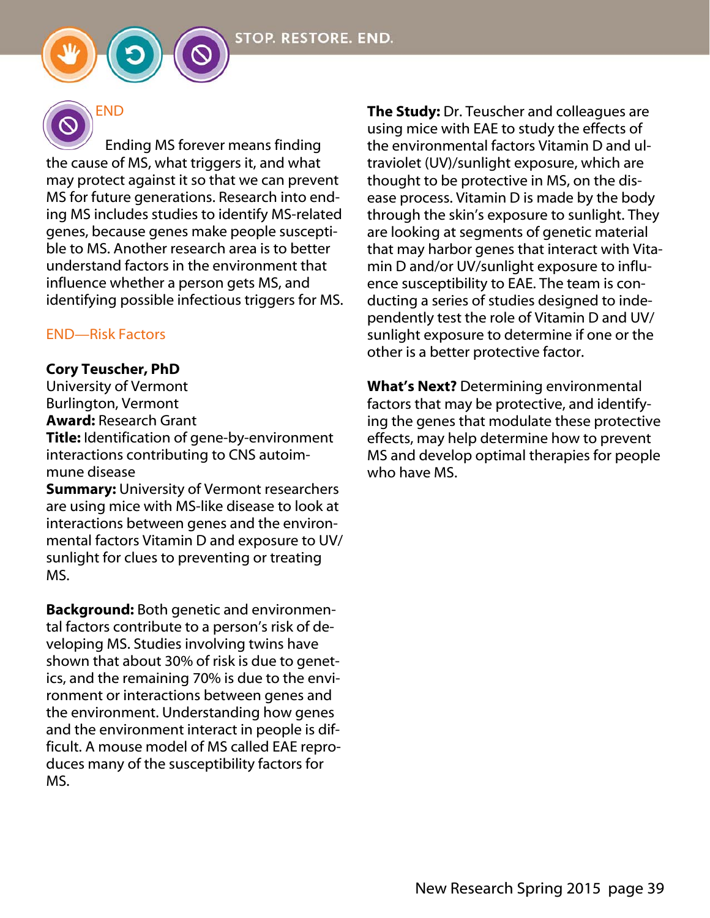## END

Ending MS forever means finding the cause of MS, what triggers it, and what may protect against it so that we can prevent MS for future generations. Research into ending MS includes studies to identify MS-related genes, because genes make people susceptible to MS. Another research area is to better understand factors in the environment that influence whether a person gets MS, and identifying possible infectious triggers for MS.

### END—Risk Factors

**Cory Teuscher, PhD**
University of Vermont
Burlington, Vermont
**Award:** Research Grant
**Title:** Identification of gene-by-environment interactions contributing to CNS autoimmune disease
**Summary:** University of Vermont researchers are using mice with MS-like disease to look at interactions between genes and the environmental factors Vitamin D and exposure to UV/sunlight for clues to preventing or treating MS.

**Background:** Both genetic and environmental factors contribute to a person's risk of developing MS. Studies involving twins have shown that about 30% of risk is due to genetics, and the remaining 70% is due to the environment or interactions between genes and the environment. Understanding how genes and the environment interact in people is difficult. A mouse model of MS called EAE reproduces many of the susceptibility factors for MS.

**The Study:** Dr. Teuscher and colleagues are using mice with EAE to study the effects of the environmental factors Vitamin D and ultraviolet (UV)/sunlight exposure, which are thought to be protective in MS, on the disease process. Vitamin D is made by the body through the skin's exposure to sunlight. They are looking at segments of genetic material that may harbor genes that interact with Vitamin D and/or UV/sunlight exposure to influence susceptibility to EAE. The team is conducting a series of studies designed to independently test the role of Vitamin D and UV/sunlight exposure to determine if one or the other is a better protective factor.

**What's Next?** Determining environmental factors that may be protective, and identifying the genes that modulate these protective effects, may help determine how to prevent MS and develop optimal therapies for people who have MS.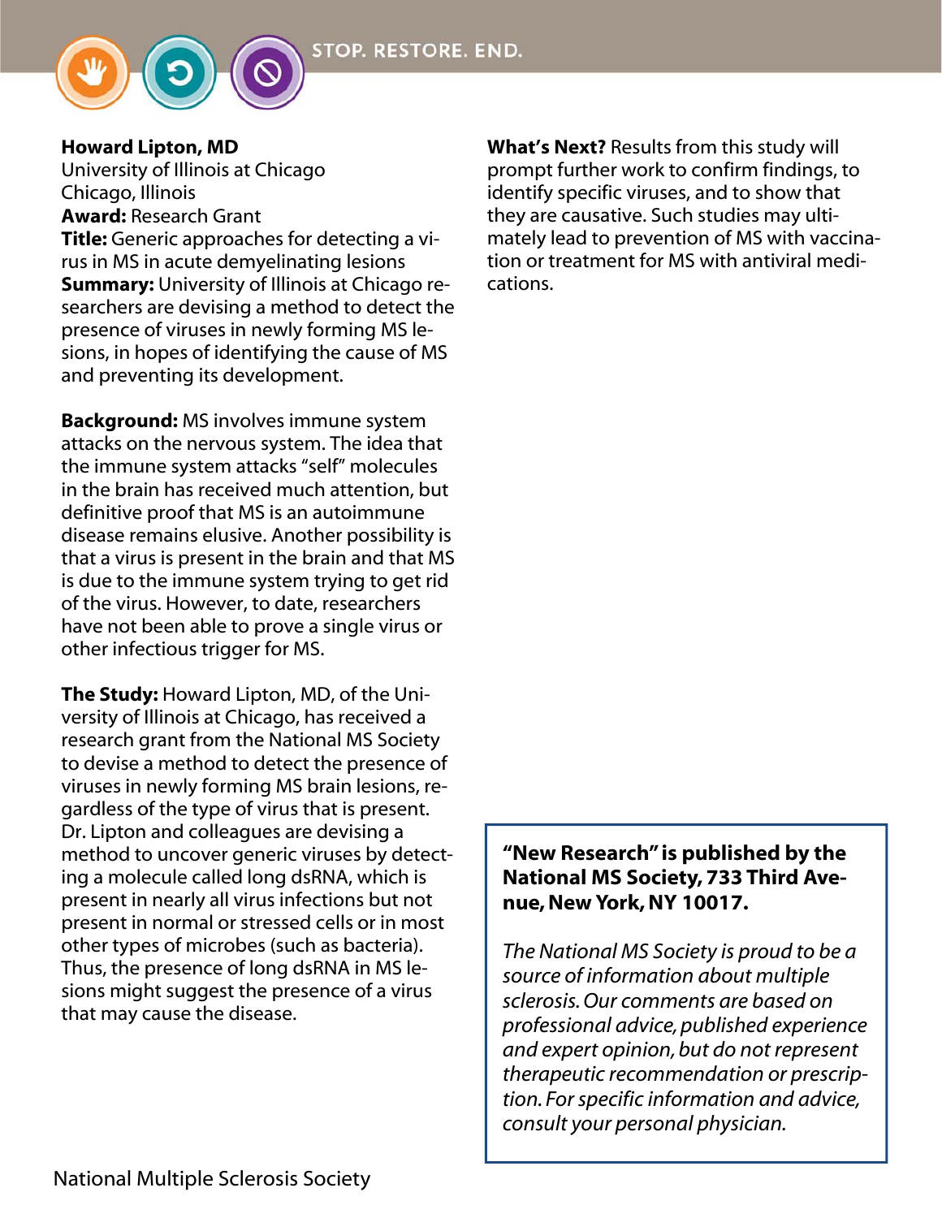**Howard Lipton, MD**
University of Illinois at Chicago
Chicago, Illinois
**Award:** Research Grant
**Title:** Generic approaches for detecting a virus in MS in acute demyelinating lesions
**Summary:** University of Illinois at Chicago researchers are devising a method to detect the presence of viruses in newly forming MS lesions, in hopes of identifying the cause of MS and preventing its development.

**Background:** MS involves immune system attacks on the nervous system. The idea that the immune system attacks "self" molecules in the brain has received much attention, but definitive proof that MS is an autoimmune disease remains elusive. Another possibility is that a virus is present in the brain and that MS is due to the immune system trying to get rid of the virus. However, to date, researchers have not been able to prove a single virus or other infectious trigger for MS.

**The Study:** Howard Lipton, MD, of the University of Illinois at Chicago, has received a research grant from the National MS Society to devise a method to detect the presence of viruses in newly forming MS brain lesions, regardless of the type of virus that is present. Dr. Lipton and colleagues are devising a method to uncover generic viruses by detecting a molecule called long dsRNA, which is present in nearly all virus infections but not present in normal or stressed cells or in most other types of microbes (such as bacteria). Thus, the presence of long dsRNA in MS lesions might suggest the presence of a virus that may cause the disease.

**What's Next?** Results from this study will prompt further work to confirm findings, to identify specific viruses, and to show that they are causative. Such studies may ultimately lead to prevention of MS with vaccination or treatment for MS with antiviral medications.

**"New Research" is published by the National MS Society, 733 Third Avenue, New York, NY 10017.**

*The National MS Society is proud to be a source of information about multiple sclerosis. Our comments are based on professional advice, published experience and expert opinion, but do not represent therapeutic recommendation or prescription. For specific information and advice, consult your personal physician.*